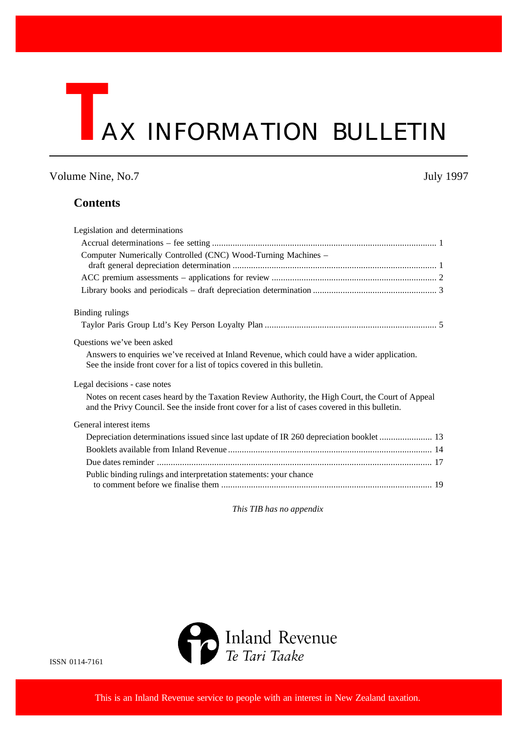# TAX INFORMATION BULLETIN

Volume Nine, No.7

July 1997

## Contents

Legislation and determinations

- Accrual determinations – fee setting ........ 1
- Computer Numerically Controlled (CNC) Wood-Turning Machines – draft general depreciation determination ........ 1
- ACC premium assessments – applications for review ........ 2
- Library books and periodicals – draft depreciation determination ........ 3

Binding rulings

- Taylor Paris Group Ltd's Key Person Loyalty Plan ........ 5

Questions we've been asked

Answers to enquiries we've received at Inland Revenue, which could have a wider application. See the inside front cover for a list of topics covered in this bulletin.

Legal decisions - case notes

Notes on recent cases heard by the Taxation Review Authority, the High Court, the Court of Appeal and the Privy Council. See the inside front cover for a list of cases covered in this bulletin.

General interest items

- Depreciation determinations issued since last update of IR 260 depreciation booklet ........ 13
- Booklets available from Inland Revenue ........ 14
- Due dates reminder ........ 17
- Public binding rulings and interpretation statements: your chance to comment before we finalise them ........ 19

*This TIB has no appendix*

ISSN 0114-7161

Inland Revenue
*Te Tari Taake*

This is an Inland Revenue service to people with an interest in New Zealand taxation.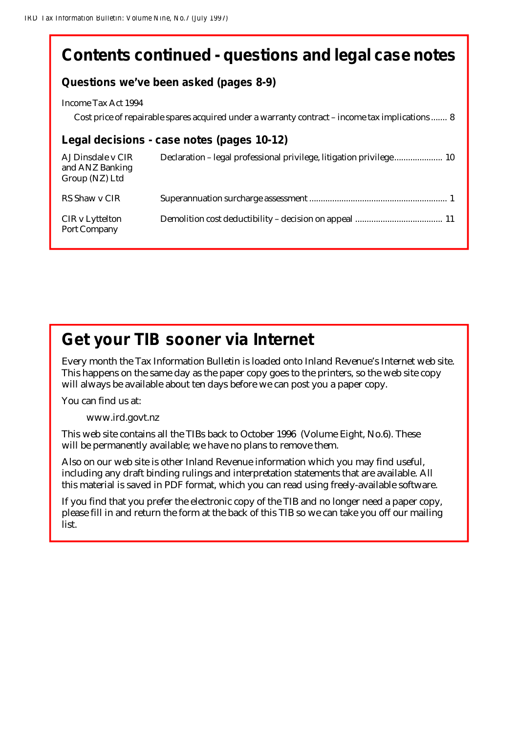# Contents continued - questions and legal case notes

## Questions we've been asked (pages 8-9)

Income Tax Act 1994

Cost price of repairable spares acquired under a warranty contract – income tax implications ....... 8

## Legal decisions - case notes (pages 10-12)

| | | |
|---|---|---|
| AJ Dinsdale v CIR and ANZ Banking Group (NZ) Ltd | Declaration – legal professional privilege, litigation privilege | 10 |
| RS Shaw v CIR | Superannuation surcharge assessment | 1 |
| CIR v Lyttelton Port Company | Demolition cost deductibility – decision on appeal | 11 |

# Get your TIB sooner via Internet

Every month the Tax Information Bulletin is loaded onto Inland Revenue's Internet web site. This happens on the same day as the paper copy goes to the printers, so the web site copy will always be available about ten days before we can post you a paper copy.

You can find us at:

www.ird.govt.nz

This web site contains all the TIBs back to October 1996 (Volume Eight, No.6). These will be permanently available; we have no plans to remove them.

Also on our web site is other Inland Revenue information which you may find useful, including any draft binding rulings and interpretation statements that are available. All this material is saved in PDF format, which you can read using freely-available software.

If you find that you prefer the electronic copy of the TIB and no longer need a paper copy, please fill in and return the form at the back of this TIB so we can take you off our mailing list.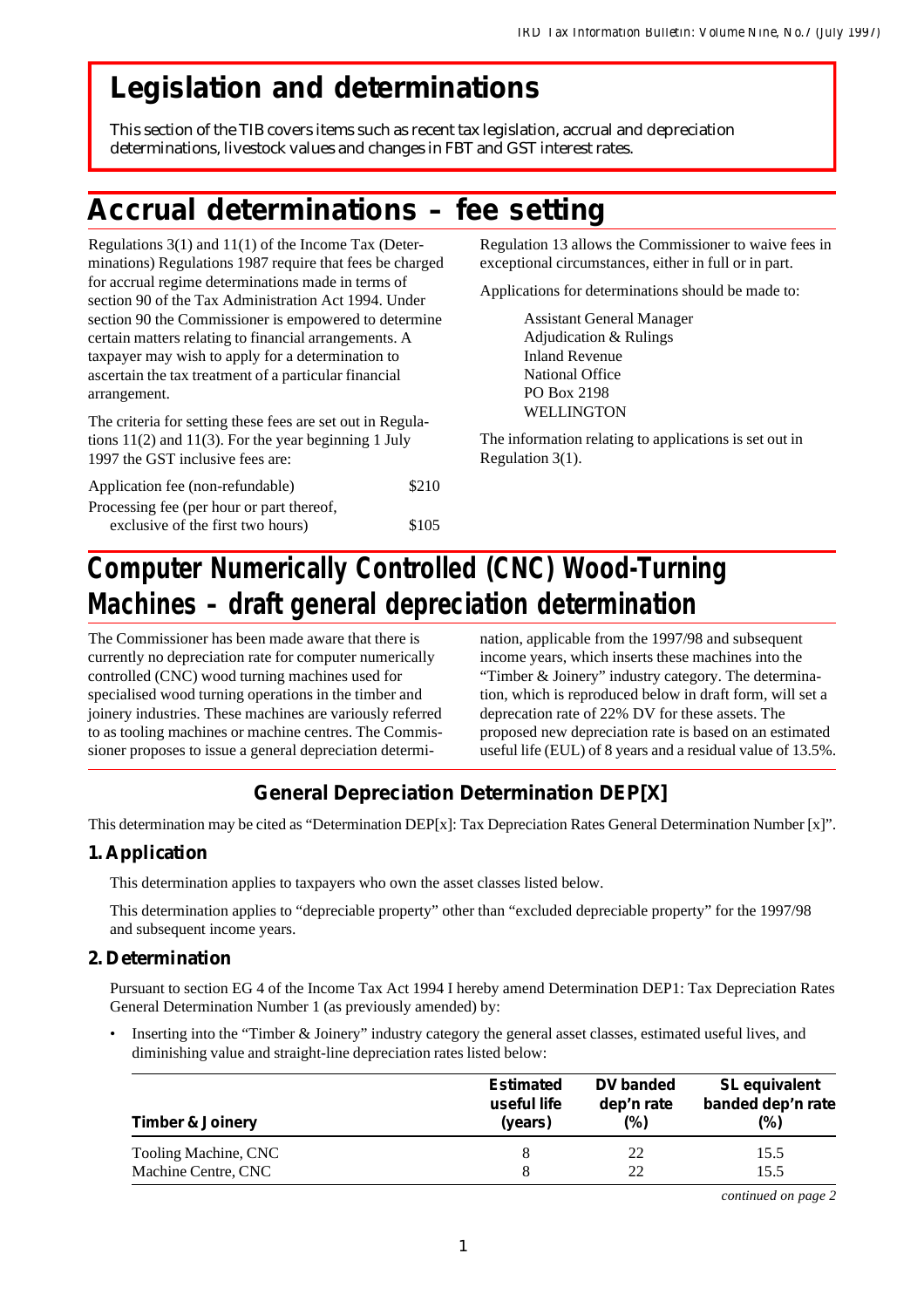# Legislation and determinations

This section of the TIB covers items such as recent tax legislation, accrual and depreciation determinations, livestock values and changes in FBT and GST interest rates.

# Accrual determinations – fee setting

Regulations 3(1) and 11(1) of the Income Tax (Determinations) Regulations 1987 require that fees be charged for accrual regime determinations made in terms of section 90 of the Tax Administration Act 1994. Under section 90 the Commissioner is empowered to determine certain matters relating to financial arrangements. A taxpayer may wish to apply for a determination to ascertain the tax treatment of a particular financial arrangement.

The criteria for setting these fees are set out in Regulations 11(2) and 11(3). For the year beginning 1 July 1997 the GST inclusive fees are:

| | |
|---|---|
| Application fee (non-refundable) | $210 |
| Processing fee (per hour or part thereof, exclusive of the first two hours) | $105 |

Regulation 13 allows the Commissioner to waive fees in exceptional circumstances, either in full or in part.

Applications for determinations should be made to:

Assistant General Manager
Adjudication & Rulings
Inland Revenue
National Office
PO Box 2198
WELLINGTON

The information relating to applications is set out in Regulation 3(1).

# Computer Numerically Controlled (CNC) Wood-Turning Machines – draft general depreciation determination

The Commissioner has been made aware that there is currently no depreciation rate for computer numerically controlled (CNC) wood turning machines used for specialised wood turning operations in the timber and joinery industries. These machines are variously referred to as tooling machines or machine centres. The Commissioner proposes to issue a general depreciation determination, applicable from the 1997/98 and subsequent income years, which inserts these machines into the "Timber & Joinery" industry category. The determination, which is reproduced below in draft form, will set a deprecation rate of 22% DV for these assets. The proposed new depreciation rate is based on an estimated useful life (EUL) of 8 years and a residual value of 13.5%.

## General Depreciation Determination DEP[X]

This determination may be cited as "Determination DEP[x]: Tax Depreciation Rates General Determination Number [x]".

### 1. Application

This determination applies to taxpayers who own the asset classes listed below.

This determination applies to "depreciable property" other than "excluded depreciable property" for the 1997/98 and subsequent income years.

### 2. Determination

Pursuant to section EG 4 of the Income Tax Act 1994 I hereby amend Determination DEP1: Tax Depreciation Rates General Determination Number 1 (as previously amended) by:

- Inserting into the "Timber & Joinery" industry category the general asset classes, estimated useful lives, and diminishing value and straight-line depreciation rates listed below:

| Timber & Joinery | Estimated useful life (years) | DV banded dep'n rate (%) | SL equivalent banded dep'n rate (%) |
|---|---|---|---|
| Tooling Machine, CNC | 8 | 22 | 15.5 |
| Machine Centre, CNC | 8 | 22 | 15.5 |

*continued on page 2*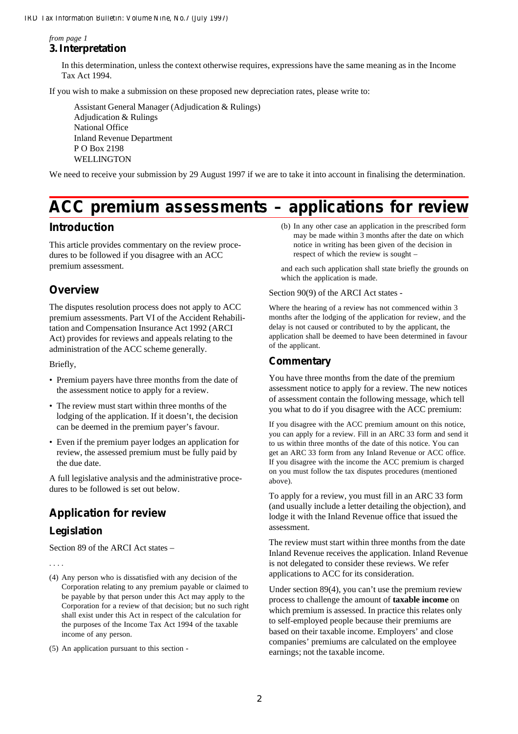*from page 1*

### 3. Interpretation

In this determination, unless the context otherwise requires, expressions have the same meaning as in the Income Tax Act 1994.

If you wish to make a submission on these proposed new depreciation rates, please write to:

Assistant General Manager (Adjudication & Rulings)
Adjudication & Rulings
National Office
Inland Revenue Department
P O Box 2198
WELLINGTON

We need to receive your submission by 29 August 1997 if we are to take it into account in finalising the determination.

# ACC premium assessments – applications for review

## Introduction

This article provides commentary on the review procedures to be followed if you disagree with an ACC premium assessment.

## Overview

The disputes resolution process does not apply to ACC premium assessments. Part VI of the Accident Rehabilitation and Compensation Insurance Act 1992 (ARCI Act) provides for reviews and appeals relating to the administration of the ACC scheme generally.

Briefly,

- Premium payers have three months from the date of the assessment notice to apply for a review.
- The review must start within three months of the lodging of the application. If it doesn't, the decision can be deemed in the premium payer's favour.
- Even if the premium payer lodges an application for review, the assessed premium must be fully paid by the due date.

A full legislative analysis and the administrative procedures to be followed is set out below.

## Application for review

### Legislation

Section 89 of the ARCI Act states –

. . . .

(4) Any person who is dissatisfied with any decision of the Corporation relating to any premium payable or claimed to be payable by that person under this Act may apply to the Corporation for a review of that decision; but no such right shall exist under this Act in respect of the calculation for the purposes of the Income Tax Act 1994 of the taxable income of any person.

(5) An application pursuant to this section -

(b) In any other case an application in the prescribed form may be made within 3 months after the date on which notice in writing has been given of the decision in respect of which the review is sought –

and each such application shall state briefly the grounds on which the application is made.

Section 90(9) of the ARCI Act states -

Where the hearing of a review has not commenced within 3 months after the lodging of the application for review, and the delay is not caused or contributed to by the applicant, the application shall be deemed to have been determined in favour of the applicant.

### Commentary

You have three months from the date of the premium assessment notice to apply for a review. The new notices of assessment contain the following message, which tell you what to do if you disagree with the ACC premium:

If you disagree with the ACC premium amount on this notice, you can apply for a review. Fill in an ARC 33 form and send it to us within three months of the date of this notice. You can get an ARC 33 form from any Inland Revenue or ACC office. If you disagree with the income the ACC premium is charged on you must follow the tax disputes procedures (mentioned above).

To apply for a review, you must fill in an ARC 33 form (and usually include a letter detailing the objection), and lodge it with the Inland Revenue office that issued the assessment.

The review must start within three months from the date Inland Revenue receives the application. Inland Revenue is not delegated to consider these reviews. We refer applications to ACC for its consideration.

Under section 89(4), you can't use the premium review process to challenge the amount of **taxable income** on which premium is assessed. In practice this relates only to self-employed people because their premiums are based on their taxable income. Employers' and close companies' premiums are calculated on the employee earnings; not the taxable income.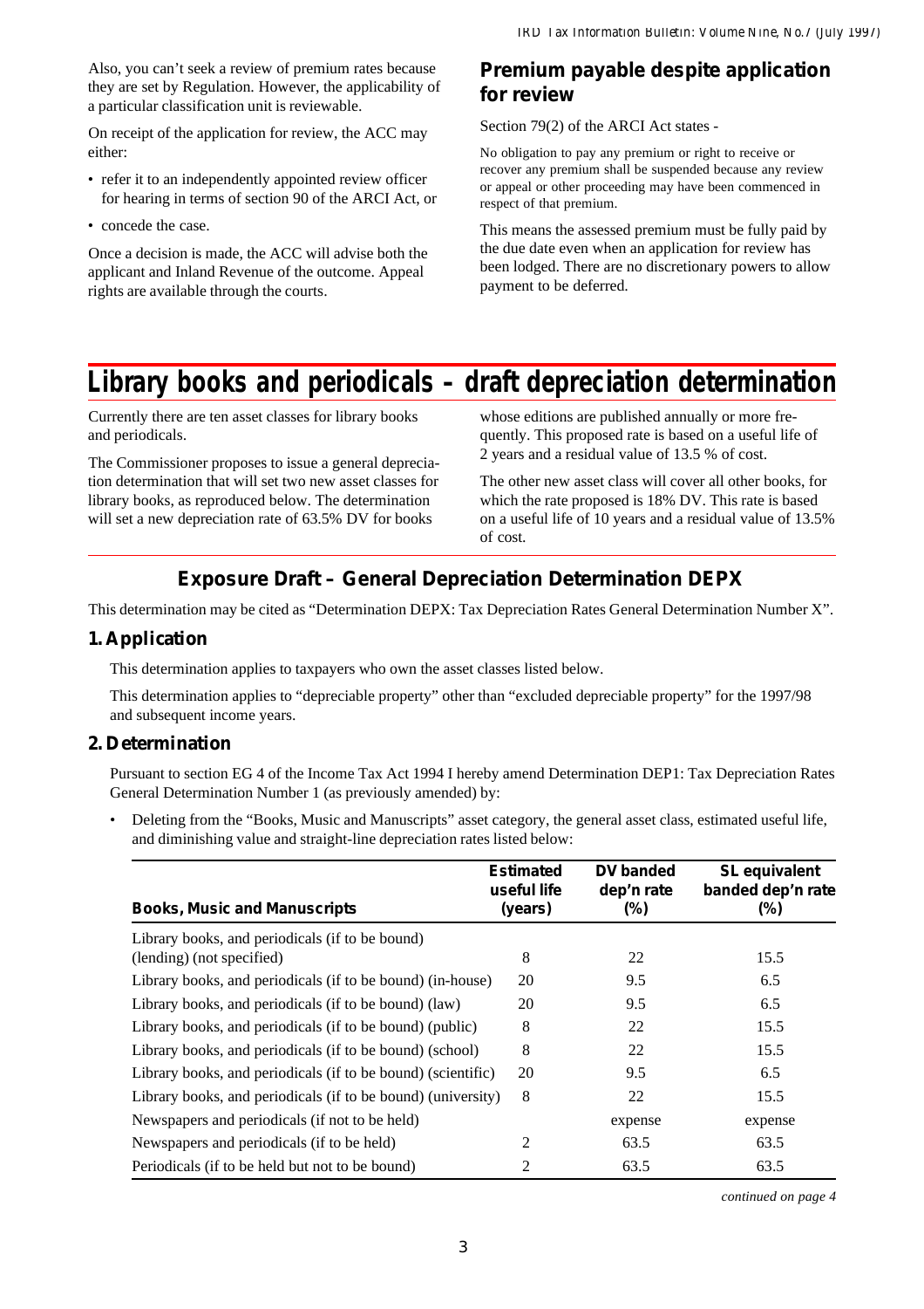Also, you can't seek a review of premium rates because they are set by Regulation. However, the applicability of a particular classification unit is reviewable.

On receipt of the application for review, the ACC may either:

- refer it to an independently appointed review officer for hearing in terms of section 90 of the ARCI Act, or
- concede the case.

Once a decision is made, the ACC will advise both the applicant and Inland Revenue of the outcome. Appeal rights are available through the courts.

## Premium payable despite application for review

Section 79(2) of the ARCI Act states -

No obligation to pay any premium or right to receive or recover any premium shall be suspended because any review or appeal or other proceeding may have been commenced in respect of that premium.

This means the assessed premium must be fully paid by the due date even when an application for review has been lodged. There are no discretionary powers to allow payment to be deferred.

# Library books and periodicals – draft depreciation determination

Currently there are ten asset classes for library books and periodicals.

The Commissioner proposes to issue a general depreciation determination that will set two new asset classes for library books, as reproduced below. The determination will set a new depreciation rate of 63.5% DV for books whose editions are published annually or more frequently. This proposed rate is based on a useful life of 2 years and a residual value of 13.5 % of cost.

The other new asset class will cover all other books, for which the rate proposed is 18% DV. This rate is based on a useful life of 10 years and a residual value of 13.5% of cost.

## Exposure Draft – General Depreciation Determination DEPX

This determination may be cited as "Determination DEPX: Tax Depreciation Rates General Determination Number X".

### 1. Application

This determination applies to taxpayers who own the asset classes listed below.

This determination applies to "depreciable property" other than "excluded depreciable property" for the 1997/98 and subsequent income years.

### 2. Determination

Pursuant to section EG 4 of the Income Tax Act 1994 I hereby amend Determination DEP1: Tax Depreciation Rates General Determination Number 1 (as previously amended) by:

- Deleting from the "Books, Music and Manuscripts" asset category, the general asset class, estimated useful life, and diminishing value and straight-line depreciation rates listed below:

| Books, Music and Manuscripts | Estimated useful life (years) | DV banded dep'n rate (%) | SL equivalent banded dep'n rate (%) |
|---|---|---|---|
| Library books, and periodicals (if to be bound) (lending) (not specified) | 8 | 22 | 15.5 |
| Library books, and periodicals (if to be bound) (in-house) | 20 | 9.5 | 6.5 |
| Library books, and periodicals (if to be bound) (law) | 20 | 9.5 | 6.5 |
| Library books, and periodicals (if to be bound) (public) | 8 | 22 | 15.5 |
| Library books, and periodicals (if to be bound) (school) | 8 | 22 | 15.5 |
| Library books, and periodicals (if to be bound) (scientific) | 20 | 9.5 | 6.5 |
| Library books, and periodicals (if to be bound) (university) | 8 | 22 | 15.5 |
| Newspapers and periodicals (if not to be held) | | expense | expense |
| Newspapers and periodicals (if to be held) | 2 | 63.5 | 63.5 |
| Periodicals (if to be held but not to be bound) | 2 | 63.5 | 63.5 |

*continued on page 4*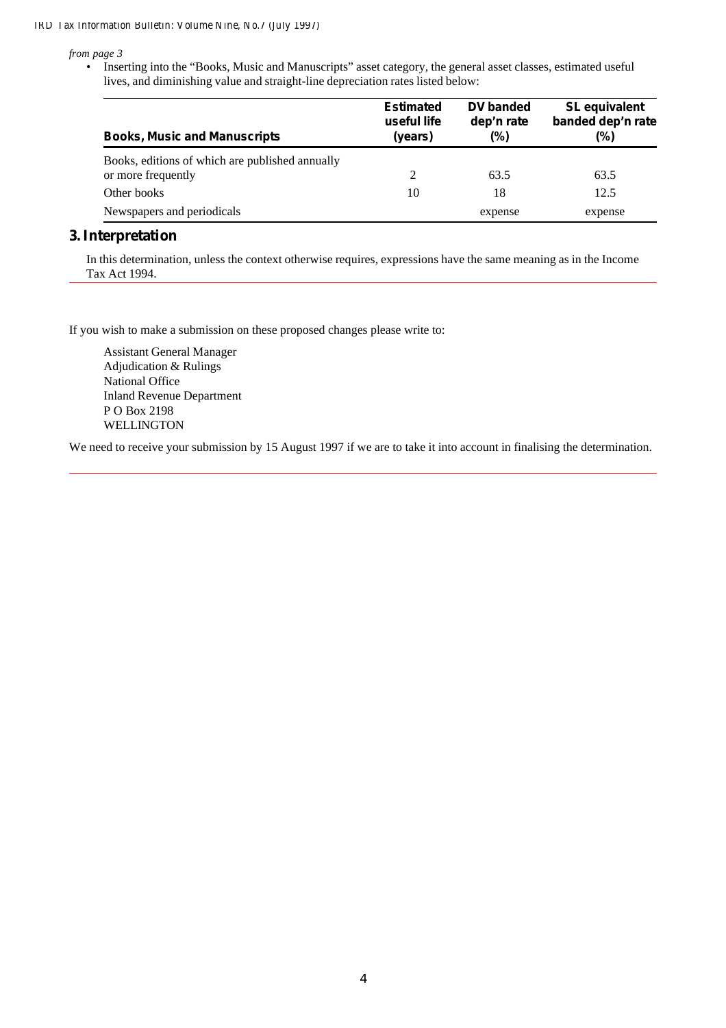*from page 3*

- Inserting into the "Books, Music and Manuscripts" asset category, the general asset classes, estimated useful lives, and diminishing value and straight-line depreciation rates listed below:

| Books, Music and Manuscripts | Estimated useful life (years) | DV banded dep'n rate (%) | SL equivalent banded dep'n rate (%) |
|---|---|---|---|
| Books, editions of which are published annually or more frequently | 2 | 63.5 | 63.5 |
| Other books | 10 | 18 | 12.5 |
| Newspapers and periodicals | | expense | expense |

## 3. Interpretation

In this determination, unless the context otherwise requires, expressions have the same meaning as in the Income Tax Act 1994.

If you wish to make a submission on these proposed changes please write to:

Assistant General Manager
Adjudication & Rulings
National Office
Inland Revenue Department
P O Box 2198
WELLINGTON

We need to receive your submission by 15 August 1997 if we are to take it into account in finalising the determination.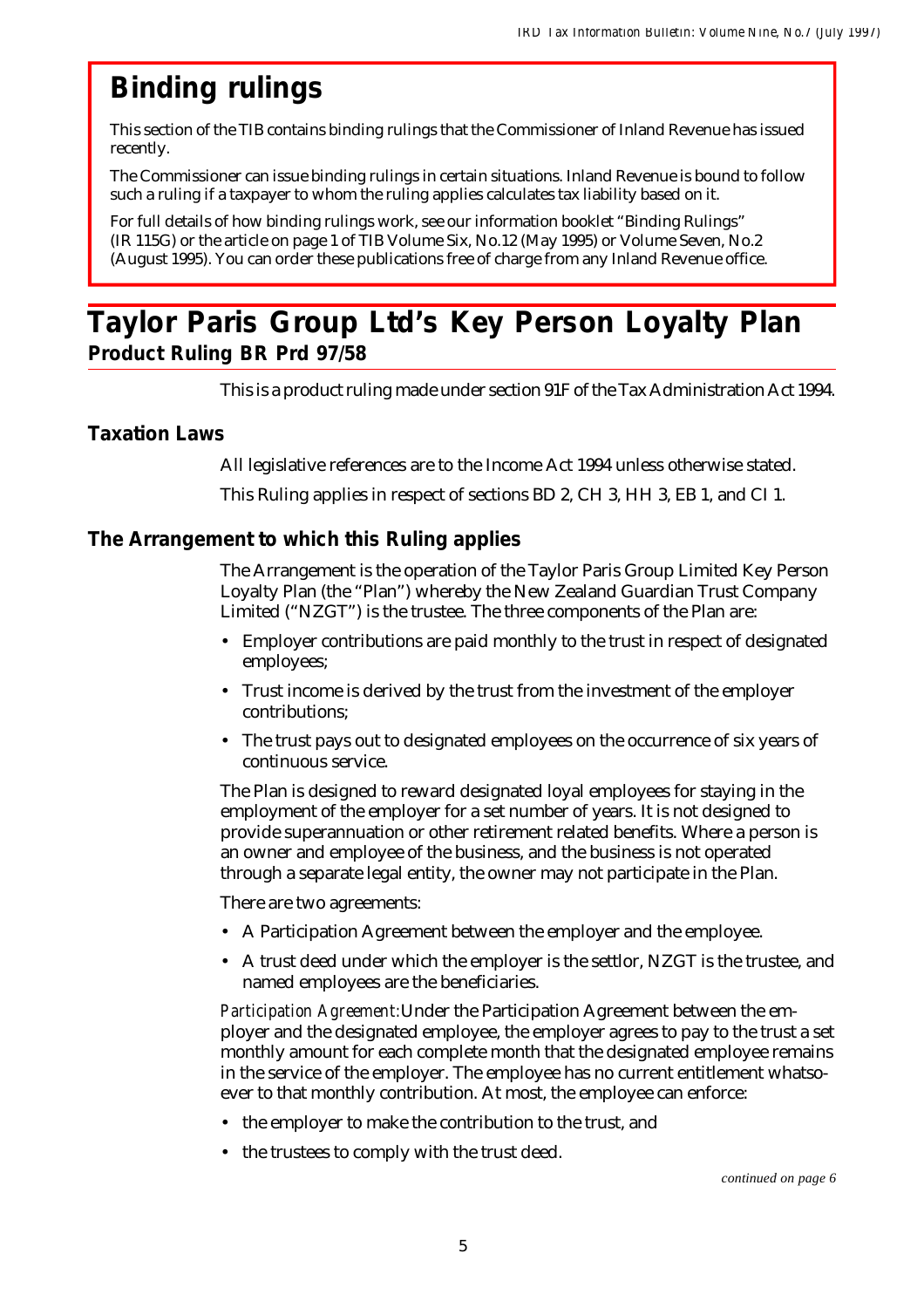# Binding rulings

This section of the TIB contains binding rulings that the Commissioner of Inland Revenue has issued recently.

The Commissioner can issue binding rulings in certain situations. Inland Revenue is bound to follow such a ruling if a taxpayer to whom the ruling applies calculates tax liability based on it.

For full details of how binding rulings work, see our information booklet "Binding Rulings" (IR 115G) or the article on page 1 of TIB Volume Six, No.12 (May 1995) or Volume Seven, No.2 (August 1995). You can order these publications free of charge from any Inland Revenue office.

# Taylor Paris Group Ltd's Key Person Loyalty Plan

**Product Ruling BR Prd 97/58**

This is a product ruling made under section 91F of the Tax Administration Act 1994.

## Taxation Laws

All legislative references are to the Income Act 1994 unless otherwise stated.

This Ruling applies in respect of sections BD 2, CH 3, HH 3, EB 1, and CI 1.

## The Arrangement to which this Ruling applies

The Arrangement is the operation of the Taylor Paris Group Limited Key Person Loyalty Plan (the "Plan") whereby the New Zealand Guardian Trust Company Limited ("NZGT") is the trustee. The three components of the Plan are:

- Employer contributions are paid monthly to the trust in respect of designated employees;
- Trust income is derived by the trust from the investment of the employer contributions;
- The trust pays out to designated employees on the occurrence of six years of continuous service.

The Plan is designed to reward designated loyal employees for staying in the employment of the employer for a set number of years. It is not designed to provide superannuation or other retirement related benefits. Where a person is an owner and employee of the business, and the business is not operated through a separate legal entity, the owner may not participate in the Plan.

There are two agreements:

- A Participation Agreement between the employer and the employee.
- A trust deed under which the employer is the settlor, NZGT is the trustee, and named employees are the beneficiaries.

*Participation Agreement:* Under the Participation Agreement between the employer and the designated employee, the employer agrees to pay to the trust a set monthly amount for each complete month that the designated employee remains in the service of the employer. The employee has no current entitlement whatsoever to that monthly contribution. At most, the employee can enforce:

- the employer to make the contribution to the trust, and
- the trustees to comply with the trust deed.

*continued on page 6*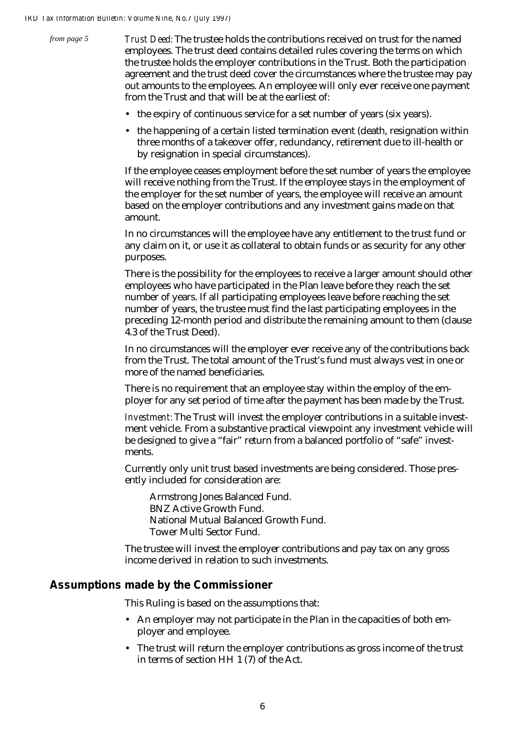*from page 5*

*Trust Deed:* The trustee holds the contributions received on trust for the named employees. The trust deed contains detailed rules covering the terms on which the trustee holds the employer contributions in the Trust. Both the participation agreement and the trust deed cover the circumstances where the trustee may pay out amounts to the employees. An employee will only ever receive one payment from the Trust and that will be at the earliest of:

- the expiry of continuous service for a set number of years (six years).
- the happening of a certain listed termination event (death, resignation within three months of a takeover offer, redundancy, retirement due to ill-health or by resignation in special circumstances).

If the employee ceases employment before the set number of years the employee will receive nothing from the Trust. If the employee stays in the employment of the employer for the set number of years, the employee will receive an amount based on the employer contributions and any investment gains made on that amount.

In no circumstances will the employee have any entitlement to the trust fund or any claim on it, or use it as collateral to obtain funds or as security for any other purposes.

There is the possibility for the employees to receive a larger amount should other employees who have participated in the Plan leave before they reach the set number of years. If all participating employees leave before reaching the set number of years, the trustee must find the last participating employees in the preceding 12-month period and distribute the remaining amount to them (clause 4.3 of the Trust Deed).

In no circumstances will the employer ever receive any of the contributions back from the Trust. The total amount of the Trust's fund must always vest in one or more of the named beneficiaries.

There is no requirement that an employee stay within the employ of the employer for any set period of time after the payment has been made by the Trust.

*Investment:* The Trust will invest the employer contributions in a suitable investment vehicle. From a substantive practical viewpoint any investment vehicle will be designed to give a "fair" return from a balanced portfolio of "safe" investments.

Currently only unit trust based investments are being considered. Those presently included for consideration are:

Armstrong Jones Balanced Fund.
BNZ Active Growth Fund.
National Mutual Balanced Growth Fund.
Tower Multi Sector Fund.

The trustee will invest the employer contributions and pay tax on any gross income derived in relation to such investments.

## Assumptions made by the Commissioner

This Ruling is based on the assumptions that:

- An employer may not participate in the Plan in the capacities of both employer and employee.
- The trust will return the employer contributions as gross income of the trust in terms of section HH 1 (7) of the Act.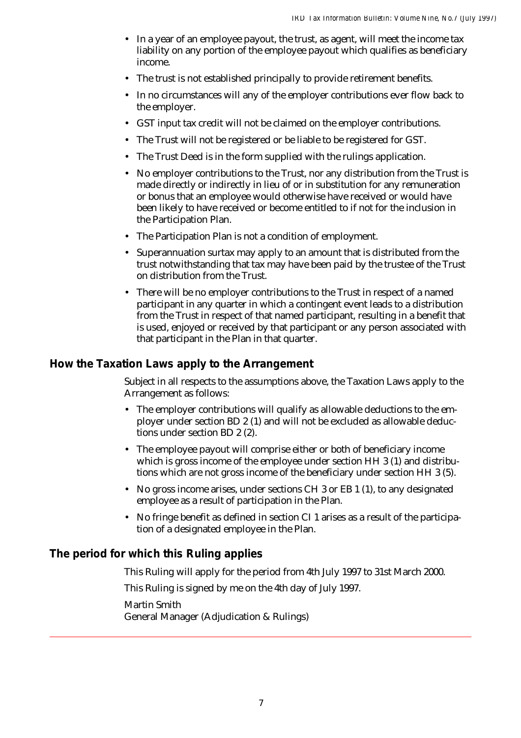- In a year of an employee payout, the trust, as agent, will meet the income tax liability on any portion of the employee payout which qualifies as beneficiary income.
- The trust is not established principally to provide retirement benefits.
- In no circumstances will any of the employer contributions ever flow back to the employer.
- GST input tax credit will not be claimed on the employer contributions.
- The Trust will not be registered or be liable to be registered for GST.
- The Trust Deed is in the form supplied with the rulings application.
- No employer contributions to the Trust, nor any distribution from the Trust is made directly or indirectly in lieu of or in substitution for any remuneration or bonus that an employee would otherwise have received or would have been likely to have received or become entitled to if not for the inclusion in the Participation Plan.
- The Participation Plan is not a condition of employment.
- Superannuation surtax may apply to an amount that is distributed from the trust notwithstanding that tax may have been paid by the trustee of the Trust on distribution from the Trust.
- There will be no employer contributions to the Trust in respect of a named participant in any quarter in which a contingent event leads to a distribution from the Trust in respect of that named participant, resulting in a benefit that is used, enjoyed or received by that participant or any person associated with that participant in the Plan in that quarter.

## How the Taxation Laws apply to the Arrangement

Subject in all respects to the assumptions above, the Taxation Laws apply to the Arrangement as follows:

- The employer contributions will qualify as allowable deductions to the employer under section BD 2 (1) and will not be excluded as allowable deductions under section BD 2 (2).
- The employee payout will comprise either or both of beneficiary income which is gross income of the employee under section HH 3 (1) and distributions which are not gross income of the beneficiary under section HH 3 (5).
- No gross income arises, under sections CH 3 or EB 1 (1), to any designated employee as a result of participation in the Plan.
- No fringe benefit as defined in section CI 1 arises as a result of the participation of a designated employee in the Plan.

## The period for which this Ruling applies

This Ruling will apply for the period from 4th July 1997 to 31st March 2000.

This Ruling is signed by me on the 4th day of July 1997.

Martin Smith
General Manager (Adjudication & Rulings)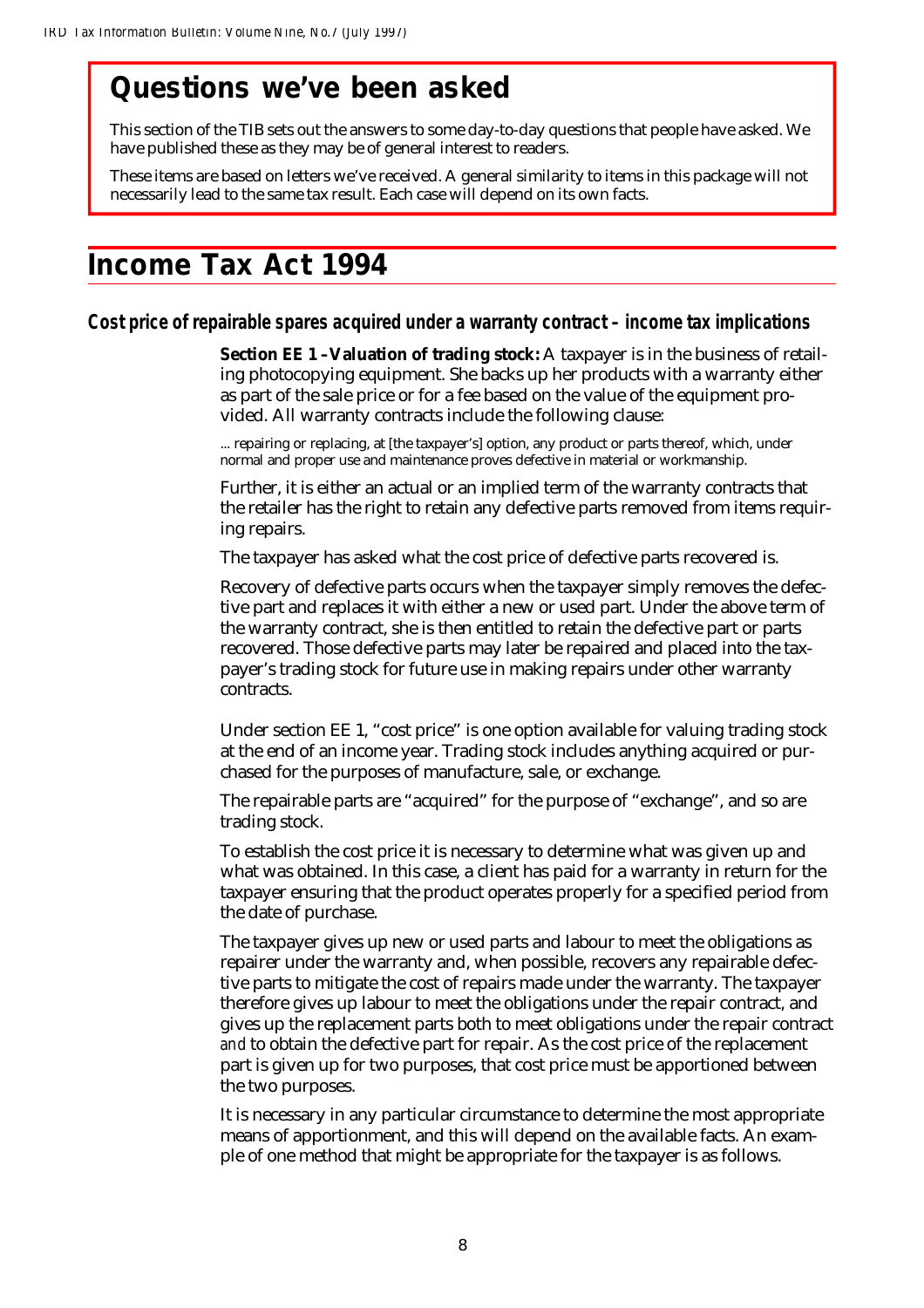# Questions we've been asked

This section of the TIB sets out the answers to some day-to-day questions that people have asked. We have published these as they may be of general interest to readers.

These items are based on letters we've received. A general similarity to items in this package will not necessarily lead to the same tax result. Each case will depend on its own facts.

# Income Tax Act 1994

## Cost price of repairable spares acquired under a warranty contract – income tax implications

**Section EE 1 – Valuation of trading stock:** A taxpayer is in the business of retailing photocopying equipment. She backs up her products with a warranty either as part of the sale price or for a fee based on the value of the equipment provided. All warranty contracts include the following clause:

... repairing or replacing, at [the taxpayer's] option, any product or parts thereof, which, under normal and proper use and maintenance proves defective in material or workmanship.

Further, it is either an actual or an implied term of the warranty contracts that the retailer has the right to retain any defective parts removed from items requiring repairs.

The taxpayer has asked what the cost price of defective parts recovered is.

Recovery of defective parts occurs when the taxpayer simply removes the defective part and replaces it with either a new or used part. Under the above term of the warranty contract, she is then entitled to retain the defective part or parts recovered. Those defective parts may later be repaired and placed into the taxpayer's trading stock for future use in making repairs under other warranty contracts.

Under section EE 1, "cost price" is one option available for valuing trading stock at the end of an income year. Trading stock includes anything acquired or purchased for the purposes of manufacture, sale, or exchange.

The repairable parts are "acquired" for the purpose of "exchange", and so are trading stock.

To establish the cost price it is necessary to determine what was given up and what was obtained. In this case, a client has paid for a warranty in return for the taxpayer ensuring that the product operates properly for a specified period from the date of purchase.

The taxpayer gives up new or used parts and labour to meet the obligations as repairer under the warranty and, when possible, recovers any repairable defective parts to mitigate the cost of repairs made under the warranty. The taxpayer therefore gives up labour to meet the obligations under the repair contract, and gives up the replacement parts both to meet obligations under the repair contract *and* to obtain the defective part for repair. As the cost price of the replacement part is given up for two purposes, that cost price must be apportioned between the two purposes.

It is necessary in any particular circumstance to determine the most appropriate means of apportionment, and this will depend on the available facts. An example of one method that might be appropriate for the taxpayer is as follows.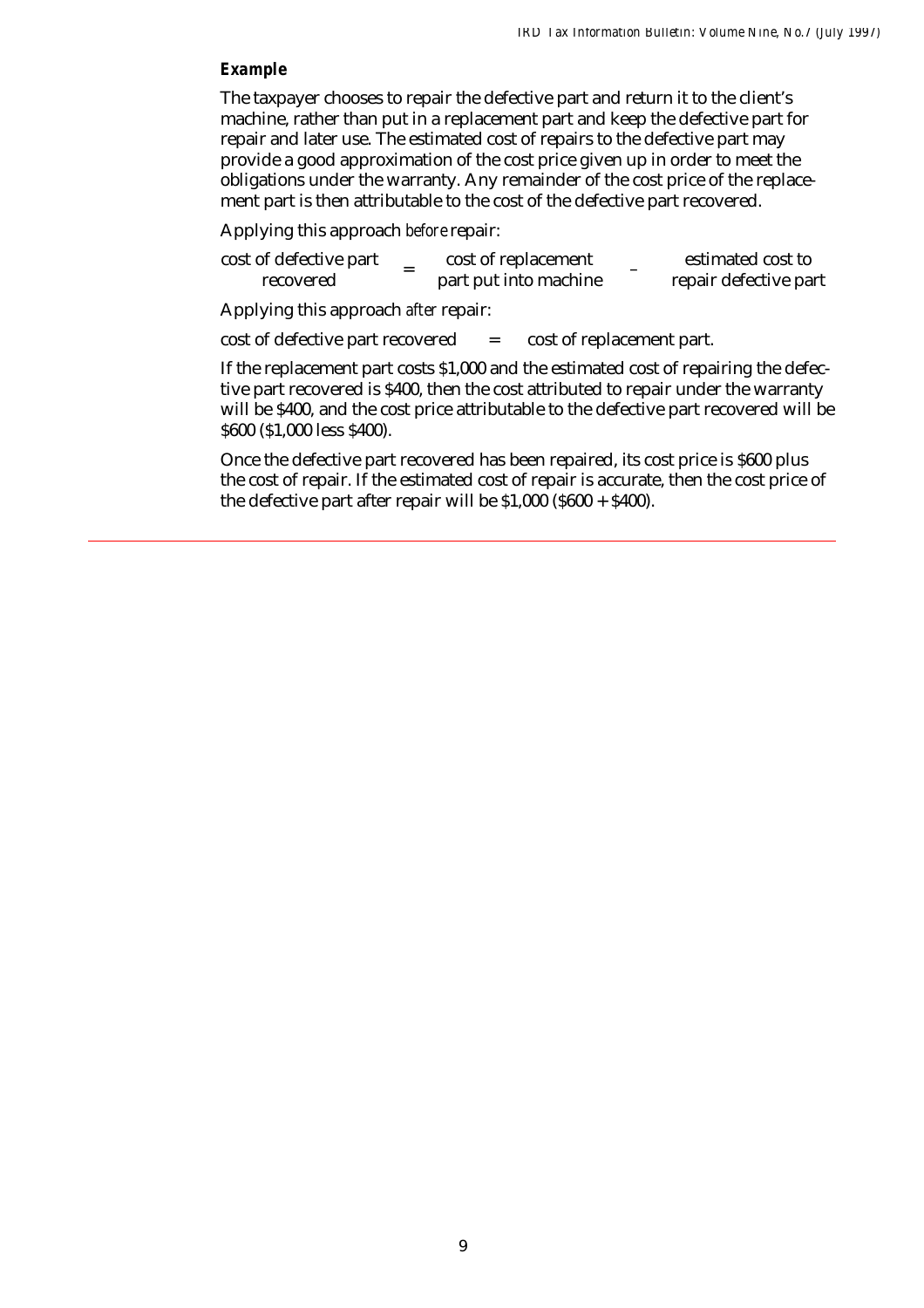**Example**

The taxpayer chooses to repair the defective part and return it to the client's machine, rather than put in a replacement part and keep the defective part for repair and later use. The estimated cost of repairs to the defective part may provide a good approximation of the cost price given up in order to meet the obligations under the warranty. Any remainder of the cost price of the replacement part is then attributable to the cost of the defective part recovered.

Applying this approach *before* repair:

| cost of defective part recovered | = | cost of replacement part put into machine | – | estimated cost to repair defective part |
|---|---|---|---|---|

Applying this approach *after* repair:

cost of defective part recovered = cost of replacement part.

If the replacement part costs $1,000 and the estimated cost of repairing the defective part recovered is $400, then the cost attributed to repair under the warranty will be $400, and the cost price attributable to the defective part recovered will be $600 ($1,000 less $400).

Once the defective part recovered has been repaired, its cost price is $600 plus the cost of repair. If the estimated cost of repair is accurate, then the cost price of the defective part after repair will be $1,000 ($600 + $400).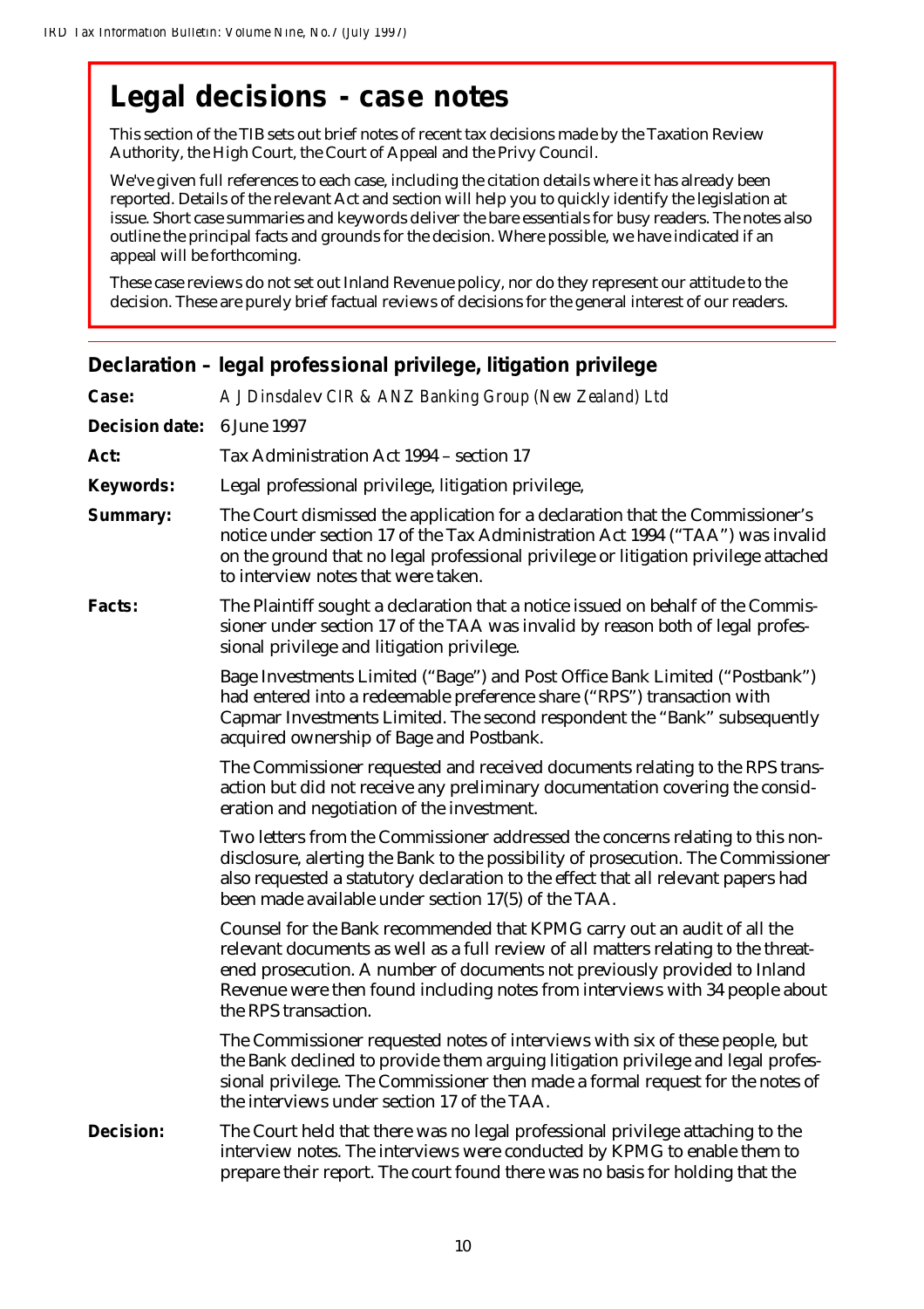# Legal decisions - case notes

This section of the TIB sets out brief notes of recent tax decisions made by the Taxation Review Authority, the High Court, the Court of Appeal and the Privy Council.

We've given full references to each case, including the citation details where it has already been reported. Details of the relevant Act and section will help you to quickly identify the legislation at issue. Short case summaries and keywords deliver the bare essentials for busy readers. The notes also outline the principal facts and grounds for the decision. Where possible, we have indicated if an appeal will be forthcoming.

These case reviews do not set out Inland Revenue policy, nor do they represent our attitude to the decision. These are purely brief factual reviews of decisions for the general interest of our readers.

---

## Declaration – legal professional privilege, litigation privilege

**Case:** *A J Dinsdale v CIR & ANZ Banking Group (New Zealand) Ltd*

**Decision date:** 6 June 1997

**Act:** Tax Administration Act 1994 – section 17

**Keywords:** Legal professional privilege, litigation privilege,

**Summary:** The Court dismissed the application for a declaration that the Commissioner's notice under section 17 of the Tax Administration Act 1994 ("TAA") was invalid on the ground that no legal professional privilege or litigation privilege attached to interview notes that were taken.

**Facts:** The Plaintiff sought a declaration that a notice issued on behalf of the Commissioner under section 17 of the TAA was invalid by reason both of legal professional privilege and litigation privilege.

Bage Investments Limited ("Bage") and Post Office Bank Limited ("Postbank") had entered into a redeemable preference share ("RPS") transaction with Capmar Investments Limited. The second respondent the "Bank" subsequently acquired ownership of Bage and Postbank.

The Commissioner requested and received documents relating to the RPS transaction but did not receive any preliminary documentation covering the consideration and negotiation of the investment.

Two letters from the Commissioner addressed the concerns relating to this non-disclosure, alerting the Bank to the possibility of prosecution. The Commissioner also requested a statutory declaration to the effect that all relevant papers had been made available under section 17(5) of the TAA.

Counsel for the Bank recommended that KPMG carry out an audit of all the relevant documents as well as a full review of all matters relating to the threatened prosecution. A number of documents not previously provided to Inland Revenue were then found including notes from interviews with 34 people about the RPS transaction.

The Commissioner requested notes of interviews with six of these people, but the Bank declined to provide them arguing litigation privilege and legal professional privilege. The Commissioner then made a formal request for the notes of the interviews under section 17 of the TAA.

**Decision:** The Court held that there was no legal professional privilege attaching to the interview notes. The interviews were conducted by KPMG to enable them to prepare their report. The court found there was no basis for holding that the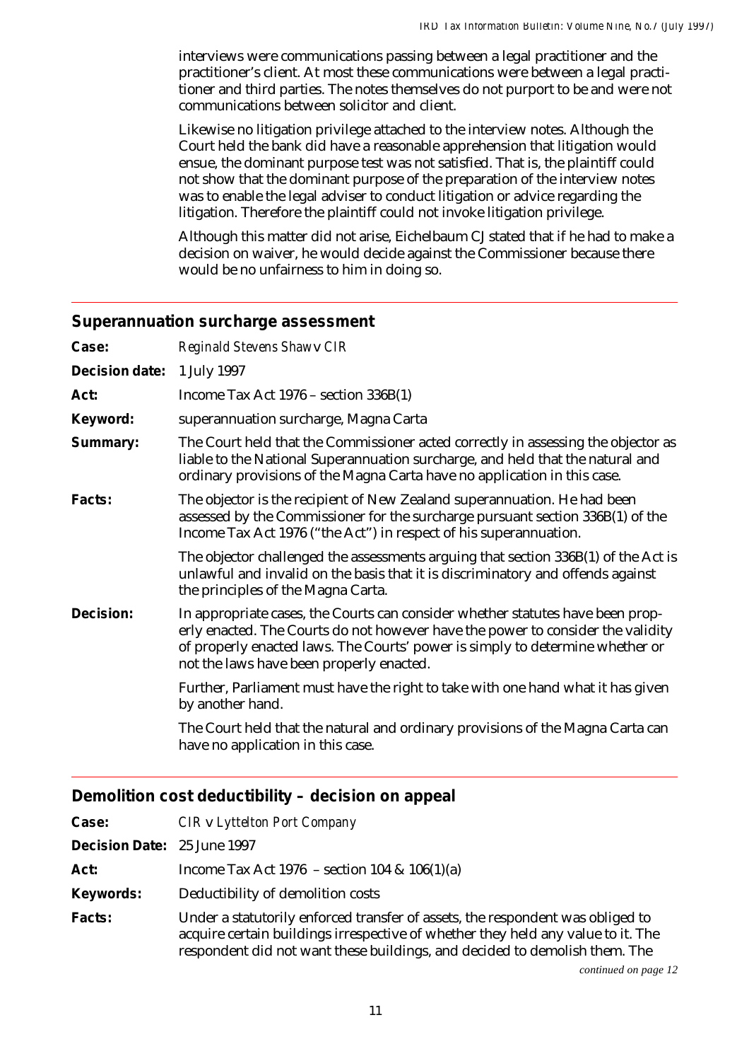interviews were communications passing between a legal practitioner and the practitioner's client. At most these communications were between a legal practitioner and third parties. The notes themselves do not purport to be and were not communications between solicitor and client.

Likewise no litigation privilege attached to the interview notes. Although the Court held the bank did have a reasonable apprehension that litigation would ensue, the dominant purpose test was not satisfied. That is, the plaintiff could not show that the dominant purpose of the preparation of the interview notes was to enable the legal adviser to conduct litigation or advice regarding the litigation. Therefore the plaintiff could not invoke litigation privilege.

Although this matter did not arise, Eichelbaum CJ stated that if he had to make a decision on waiver, he would decide against the Commissioner because there would be no unfairness to him in doing so.

## Superannuation surcharge assessment

**Case:** *Reginald Stevens Shaw* v *CIR*

**Decision date:** 1 July 1997

**Act:** Income Tax Act 1976 – section 336B(1)

**Keyword:** superannuation surcharge, Magna Carta

**Summary:** The Court held that the Commissioner acted correctly in assessing the objector as liable to the National Superannuation surcharge, and held that the natural and ordinary provisions of the Magna Carta have no application in this case.

**Facts:** The objector is the recipient of New Zealand superannuation. He had been assessed by the Commissioner for the surcharge pursuant section 336B(1) of the Income Tax Act 1976 ("the Act") in respect of his superannuation.

The objector challenged the assessments arguing that section 336B(1) of the Act is unlawful and invalid on the basis that it is discriminatory and offends against the principles of the Magna Carta.

**Decision:** In appropriate cases, the Courts can consider whether statutes have been properly enacted. The Courts do not however have the power to consider the validity of properly enacted laws. The Courts' power is simply to determine whether or not the laws have been properly enacted.

Further, Parliament must have the right to take with one hand what it has given by another hand.

The Court held that the natural and ordinary provisions of the Magna Carta can have no application in this case.

## Demolition cost deductibility – decision on appeal

**Case:** *CIR* v *Lyttelton Port Company*

**Decision Date:** 25 June 1997

**Act:** Income Tax Act 1976 – section 104 & 106(1)(a)

**Keywords:** Deductibility of demolition costs

**Facts:** Under a statutorily enforced transfer of assets, the respondent was obliged to acquire certain buildings irrespective of whether they held any value to it. The respondent did not want these buildings, and decided to demolish them. The

*continued on page 12*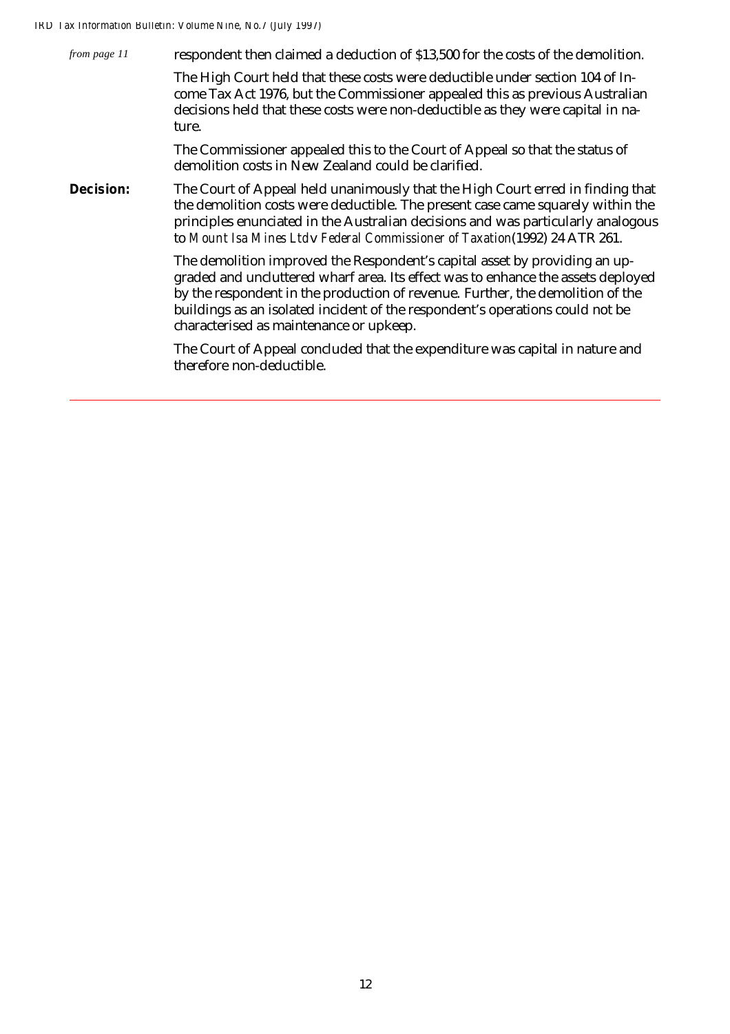*from page 11*

respondent then claimed a deduction of $13,500 for the costs of the demolition.

The High Court held that these costs were deductible under section 104 of Income Tax Act 1976, but the Commissioner appealed this as previous Australian decisions held that these costs were non-deductible as they were capital in nature.

The Commissioner appealed this to the Court of Appeal so that the status of demolition costs in New Zealand could be clarified.

**Decision:** The Court of Appeal held unanimously that the High Court erred in finding that the demolition costs were deductible. The present case came squarely within the principles enunciated in the Australian decisions and was particularly analogous to *Mount Isa Mines Ltd* v *Federal Commissioner of Taxation* (1992) 24 ATR 261.

The demolition improved the Respondent's capital asset by providing an upgraded and uncluttered wharf area. Its effect was to enhance the assets deployed by the respondent in the production of revenue. Further, the demolition of the buildings as an isolated incident of the respondent's operations could not be characterised as maintenance or upkeep.

The Court of Appeal concluded that the expenditure was capital in nature and therefore non-deductible.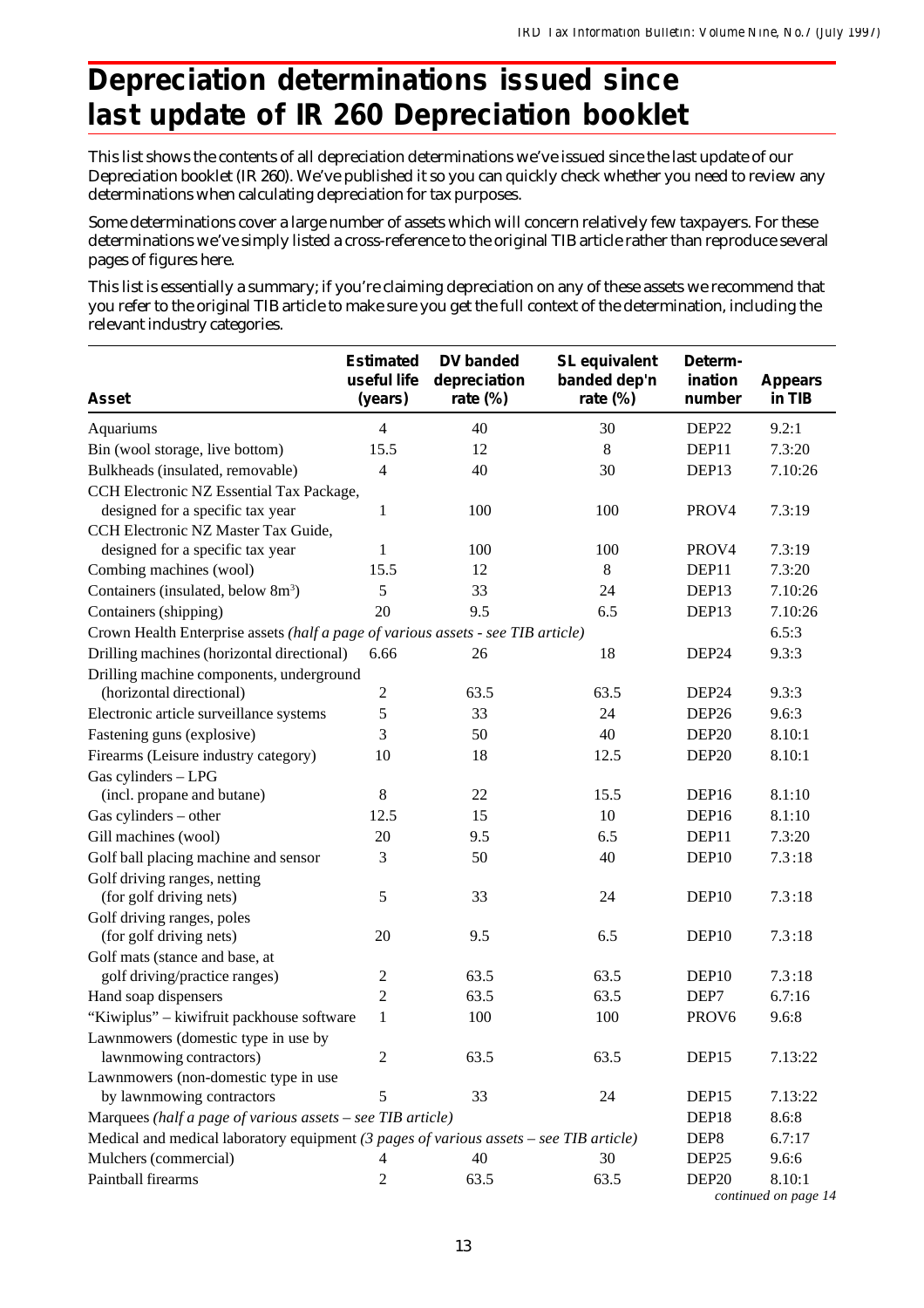# Depreciation determinations issued since last update of IR 260 Depreciation booklet

This list shows the contents of all depreciation determinations we've issued since the last update of our Depreciation booklet (IR 260). We've published it so you can quickly check whether you need to review any determinations when calculating depreciation for tax purposes.

Some determinations cover a large number of assets which will concern relatively few taxpayers. For these determinations we've simply listed a cross-reference to the original TIB article rather than reproduce several pages of figures here.

This list is essentially a summary; if you're claiming depreciation on any of these assets we recommend that you refer to the original TIB article to make sure you get the full context of the determination, including the relevant industry categories.

| Asset | Estimated useful life (years) | DV banded depreciation rate (%) | SL equivalent banded dep'n rate (%) | Determ-ination number | Appears in TIB |
|---|---|---|---|---|---|
| Aquariums | 4 | 40 | 30 | DEP22 | 9.2:1 |
| Bin (wool storage, live bottom) | 15.5 | 12 | 8 | DEP11 | 7.3:20 |
| Bulkheads (insulated, removable) | 4 | 40 | 30 | DEP13 | 7.10:26 |
| CCH Electronic NZ Essential Tax Package, designed for a specific tax year | 1 | 100 | 100 | PROV4 | 7.3:19 |
| CCH Electronic NZ Master Tax Guide, designed for a specific tax year | 1 | 100 | 100 | PROV4 | 7.3:19 |
| Combing machines (wool) | 15.5 | 12 | 8 | DEP11 | 7.3:20 |
| Containers (insulated, below 8m$^3$) | 5 | 33 | 24 | DEP13 | 7.10:26 |
| Containers (shipping) | 20 | 9.5 | 6.5 | DEP13 | 7.10:26 |
| Crown Health Enterprise assets *(half a page of various assets - see TIB article)* | | | | | 6.5:3 |
| Drilling machines (horizontal directional) | 6.66 | 26 | 18 | DEP24 | 9.3:3 |
| Drilling machine components, underground (horizontal directional) | 2 | 63.5 | 63.5 | DEP24 | 9.3:3 |
| Electronic article surveillance systems | 5 | 33 | 24 | DEP26 | 9.6:3 |
| Fastening guns (explosive) | 3 | 50 | 40 | DEP20 | 8.10:1 |
| Firearms (Leisure industry category) | 10 | 18 | 12.5 | DEP20 | 8.10:1 |
| Gas cylinders – LPG (incl. propane and butane) | 8 | 22 | 15.5 | DEP16 | 8.1:10 |
| Gas cylinders – other | 12.5 | 15 | 10 | DEP16 | 8.1:10 |
| Gill machines (wool) | 20 | 9.5 | 6.5 | DEP11 | 7.3:20 |
| Golf ball placing machine and sensor | 3 | 50 | 40 | DEP10 | 7.3:18 |
| Golf driving ranges, netting (for golf driving nets) | 5 | 33 | 24 | DEP10 | 7.3:18 |
| Golf driving ranges, poles (for golf driving nets) | 20 | 9.5 | 6.5 | DEP10 | 7.3:18 |
| Golf mats (stance and base, at golf driving/practice ranges) | 2 | 63.5 | 63.5 | DEP10 | 7.3:18 |
| Hand soap dispensers | 2 | 63.5 | 63.5 | DEP7 | 6.7:16 |
| "Kiwiplus" – kiwifruit packhouse software | 1 | 100 | 100 | PROV6 | 9.6:8 |
| Lawnmowers (domestic type in use by lawnmowing contractors) | 2 | 63.5 | 63.5 | DEP15 | 7.13:22 |
| Lawnmowers (non-domestic type in use by lawnmowing contractors | 5 | 33 | 24 | DEP15 | 7.13:22 |
| Marquees *(half a page of various assets – see TIB article)* | | | | DEP18 | 8.6:8 |
| Medical and medical laboratory equipment *(3 pages of various assets – see TIB article)* | | | | DEP8 | 6.7:17 |
| Mulchers (commercial) | 4 | 40 | 30 | DEP25 | 9.6:6 |
| Paintball firearms | 2 | 63.5 | 63.5 | DEP20 | 8.10:1 |

*continued on page 14*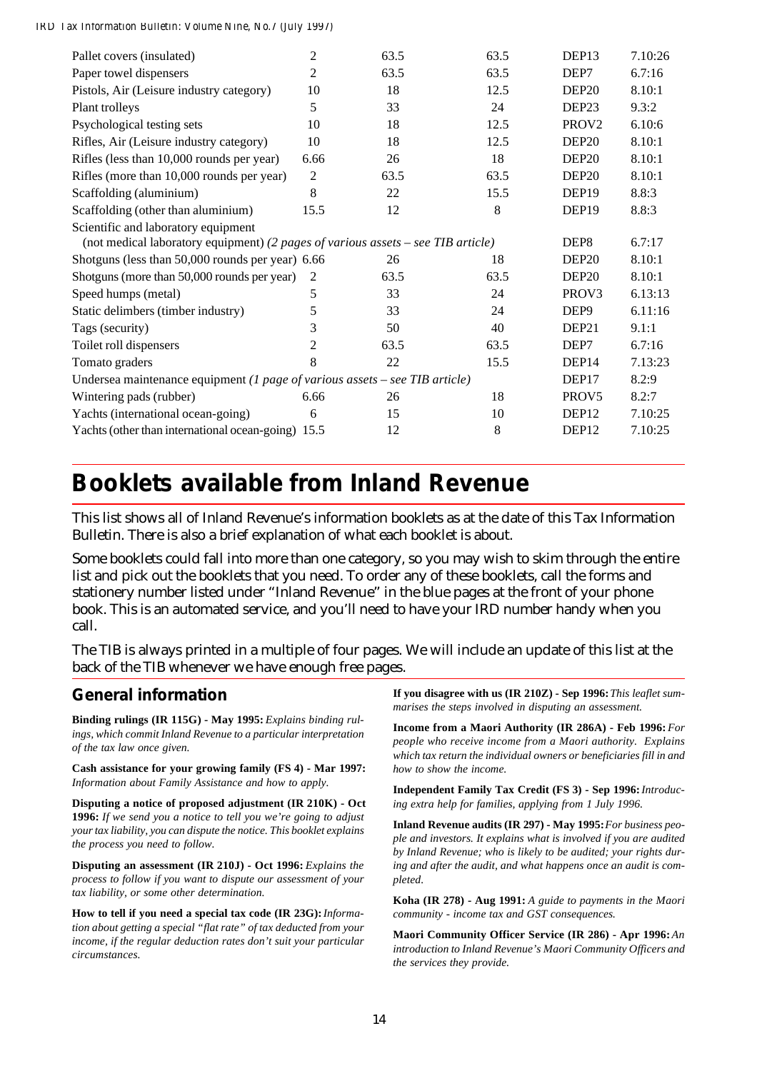| | | | | | |
|---|---|---|---|---|---|
| Pallet covers (insulated) | 2 | 63.5 | 63.5 | DEP13 | 7.10:26 |
| Paper towel dispensers | 2 | 63.5 | 63.5 | DEP7 | 6.7:16 |
| Pistols, Air (Leisure industry category) | 10 | 18 | 12.5 | DEP20 | 8.10:1 |
| Plant trolleys | 5 | 33 | 24 | DEP23 | 9.3:2 |
| Psychological testing sets | 10 | 18 | 12.5 | PROV2 | 6.10:6 |
| Rifles, Air (Leisure industry category) | 10 | 18 | 12.5 | DEP20 | 8.10:1 |
| Rifles (less than 10,000 rounds per year) | 6.66 | 26 | 18 | DEP20 | 8.10:1 |
| Rifles (more than 10,000 rounds per year) | 2 | 63.5 | 63.5 | DEP20 | 8.10:1 |
| Scaffolding (aluminium) | 8 | 22 | 15.5 | DEP19 | 8.8:3 |
| Scaffolding (other than aluminium) | 15.5 | 12 | 8 | DEP19 | 8.8:3 |
| Scientific and laboratory equipment (not medical laboratory equipment) *(2 pages of various assets – see TIB article)* | | | | DEP8 | 6.7:17 |
| Shotguns (less than 50,000 rounds per year) | 6.66 | 26 | 18 | DEP20 | 8.10:1 |
| Shotguns (more than 50,000 rounds per year) | 2 | 63.5 | 63.5 | DEP20 | 8.10:1 |
| Speed humps (metal) | 5 | 33 | 24 | PROV3 | 6.13:13 |
| Static delimbers (timber industry) | 5 | 33 | 24 | DEP9 | 6.11:16 |
| Tags (security) | 3 | 50 | 40 | DEP21 | 9.1:1 |
| Toilet roll dispensers | 2 | 63.5 | 63.5 | DEP7 | 6.7:16 |
| Tomato graders | 8 | 22 | 15.5 | DEP14 | 7.13:23 |
| Undersea maintenance equipment *(1 page of various assets – see TIB article)* | | | | DEP17 | 8.2:9 |
| Wintering pads (rubber) | 6.66 | 26 | 18 | PROV5 | 8.2:7 |
| Yachts (international ocean-going) | 6 | 15 | 10 | DEP12 | 7.10:25 |
| Yachts (other than international ocean-going) | 15.5 | 12 | 8 | DEP12 | 7.10:25 |

# Booklets available from Inland Revenue

This list shows all of Inland Revenue's information booklets as at the date of this Tax Information Bulletin. There is also a brief explanation of what each booklet is about.

Some booklets could fall into more than one category, so you may wish to skim through the entire list and pick out the booklets that you need. To order any of these booklets, call the forms and stationery number listed under "Inland Revenue" in the blue pages at the front of your phone book. This is an automated service, and you'll need to have your IRD number handy when you call.

The TIB is always printed in a multiple of four pages. We will include an update of this list at the back of the TIB whenever we have enough free pages.

## General information

**Binding rulings (IR 115G) - May 1995:** *Explains binding rulings, which commit Inland Revenue to a particular interpretation of the tax law once given.*

**Cash assistance for your growing family (FS 4) - Mar 1997:** *Information about Family Assistance and how to apply.*

**Disputing a notice of proposed adjustment (IR 210K) - Oct 1996:** *If we send you a notice to tell you we're going to adjust your tax liability, you can dispute the notice. This booklet explains the process you need to follow.*

**Disputing an assessment (IR 210J) - Oct 1996:** *Explains the process to follow if you want to dispute our assessment of your tax liability, or some other determination.*

**How to tell if you need a special tax code (IR 23G):** *Information about getting a special "flat rate" of tax deducted from your income, if the regular deduction rates don't suit your particular circumstances.*

**If you disagree with us (IR 210Z) - Sep 1996:** *This leaflet summarises the steps involved in disputing an assessment.*

**Income from a Maori Authority (IR 286A) - Feb 1996:** *For people who receive income from a Maori authority. Explains which tax return the individual owners or beneficiaries fill in and how to show the income.*

**Independent Family Tax Credit (FS 3) - Sep 1996:** *Introducing extra help for families, applying from 1 July 1996.*

**Inland Revenue audits (IR 297) - May 1995:** *For business people and investors. It explains what is involved if you are audited by Inland Revenue; who is likely to be audited; your rights during and after the audit, and what happens once an audit is completed.*

**Koha (IR 278) - Aug 1991:** *A guide to payments in the Maori community - income tax and GST consequences.*

**Maori Community Officer Service (IR 286) - Apr 1996:** *An introduction to Inland Revenue's Maori Community Officers and the services they provide.*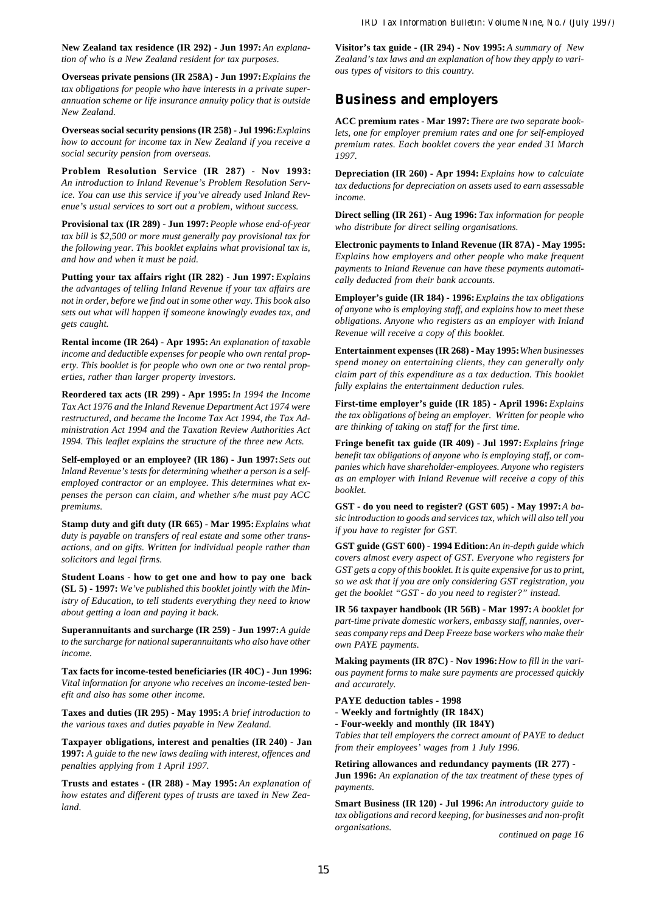**New Zealand tax residence (IR 292) - Jun 1997:** *An explanation of who is a New Zealand resident for tax purposes.*

**Overseas private pensions (IR 258A) - Jun 1997:** *Explains the tax obligations for people who have interests in a private superannuation scheme or life insurance annuity policy that is outside New Zealand.*

**Overseas social security pensions (IR 258) - Jul 1996:** *Explains how to account for income tax in New Zealand if you receive a social security pension from overseas.*

**Problem Resolution Service (IR 287) - Nov 1993:** *An introduction to Inland Revenue's Problem Resolution Service. You can use this service if you've already used Inland Revenue's usual services to sort out a problem, without success.*

**Provisional tax (IR 289) - Jun 1997:** *People whose end-of-year tax bill is $2,500 or more must generally pay provisional tax for the following year. This booklet explains what provisional tax is, and how and when it must be paid.*

**Putting your tax affairs right (IR 282) - Jun 1997:** *Explains the advantages of telling Inland Revenue if your tax affairs are not in order, before we find out in some other way. This book also sets out what will happen if someone knowingly evades tax, and gets caught.*

**Rental income (IR 264) - Apr 1995:** *An explanation of taxable income and deductible expenses for people who own rental property. This booklet is for people who own one or two rental properties, rather than larger property investors.*

**Reordered tax acts (IR 299) - Apr 1995:** *In 1994 the Income Tax Act 1976 and the Inland Revenue Department Act 1974 were restructured, and became the Income Tax Act 1994, the Tax Administration Act 1994 and the Taxation Review Authorities Act 1994. This leaflet explains the structure of the three new Acts.*

**Self-employed or an employee? (IR 186) - Jun 1997:** *Sets out Inland Revenue's tests for determining whether a person is a self-employed contractor or an employee. This determines what expenses the person can claim, and whether s/he must pay ACC premiums.*

**Stamp duty and gift duty (IR 665) - Mar 1995:** *Explains what duty is payable on transfers of real estate and some other transactions, and on gifts. Written for individual people rather than solicitors and legal firms.*

**Student Loans - how to get one and how to pay one back (SL 5) - 1997:** *We've published this booklet jointly with the Ministry of Education, to tell students everything they need to know about getting a loan and paying it back.*

**Superannuitants and surcharge (IR 259) - Jun 1997:** *A guide to the surcharge for national superannuitants who also have other income.*

**Tax facts for income-tested beneficiaries (IR 40C) - Jun 1996:** *Vital information for anyone who receives an income-tested benefit and also has some other income.*

**Taxes and duties (IR 295) - May 1995:** *A brief introduction to the various taxes and duties payable in New Zealand.*

**Taxpayer obligations, interest and penalties (IR 240) - Jan 1997:** *A guide to the new laws dealing with interest, offences and penalties applying from 1 April 1997.*

**Trusts and estates - (IR 288) - May 1995:** *An explanation of how estates and different types of trusts are taxed in New Zealand.*

**Visitor's tax guide - (IR 294) - Nov 1995:** *A summary of New Zealand's tax laws and an explanation of how they apply to various types of visitors to this country.*

## Business and employers

**ACC premium rates - Mar 1997:** *There are two separate booklets, one for employer premium rates and one for self-employed premium rates. Each booklet covers the year ended 31 March 1997.*

**Depreciation (IR 260) - Apr 1994:** *Explains how to calculate tax deductions for depreciation on assets used to earn assessable income.*

**Direct selling (IR 261) - Aug 1996:** *Tax information for people who distribute for direct selling organisations.*

**Electronic payments to Inland Revenue (IR 87A) - May 1995:** *Explains how employers and other people who make frequent payments to Inland Revenue can have these payments automatically deducted from their bank accounts.*

**Employer's guide (IR 184) - 1996:** *Explains the tax obligations of anyone who is employing staff, and explains how to meet these obligations. Anyone who registers as an employer with Inland Revenue will receive a copy of this booklet.*

**Entertainment expenses (IR 268) - May 1995:** *When businesses spend money on entertaining clients, they can generally only claim part of this expenditure as a tax deduction. This booklet fully explains the entertainment deduction rules.*

**First-time employer's guide (IR 185) - April 1996:** *Explains the tax obligations of being an employer. Written for people who are thinking of taking on staff for the first time.*

**Fringe benefit tax guide (IR 409) - Jul 1997:** *Explains fringe benefit tax obligations of anyone who is employing staff, or companies which have shareholder-employees. Anyone who registers as an employer with Inland Revenue will receive a copy of this booklet.*

**GST - do you need to register? (GST 605) - May 1997:** *A basic introduction to goods and services tax, which will also tell you if you have to register for GST.*

**GST guide (GST 600) - 1994 Edition:** *An in-depth guide which covers almost every aspect of GST. Everyone who registers for GST gets a copy of this booklet. It is quite expensive for us to print, so we ask that if you are only considering GST registration, you get the booklet "GST - do you need to register?" instead.*

**IR 56 taxpayer handbook (IR 56B) - Mar 1997:** *A booklet for part-time private domestic workers, embassy staff, nannies, overseas company reps and Deep Freeze base workers who make their own PAYE payments.*

**Making payments (IR 87C) - Nov 1996:** *How to fill in the various payment forms to make sure payments are processed quickly and accurately.*

**PAYE deduction tables - 1998**
**- Weekly and fortnightly (IR 184X)**
**- Four-weekly and monthly (IR 184Y)**
*Tables that tell employers the correct amount of PAYE to deduct from their employees' wages from 1 July 1996.*

**Retiring allowances and redundancy payments (IR 277) - Jun 1996:** *An explanation of the tax treatment of these types of payments.*

**Smart Business (IR 120) - Jul 1996:** *An introductory guide to tax obligations and record keeping, for businesses and non-profit organisations.*

*continued on page 16*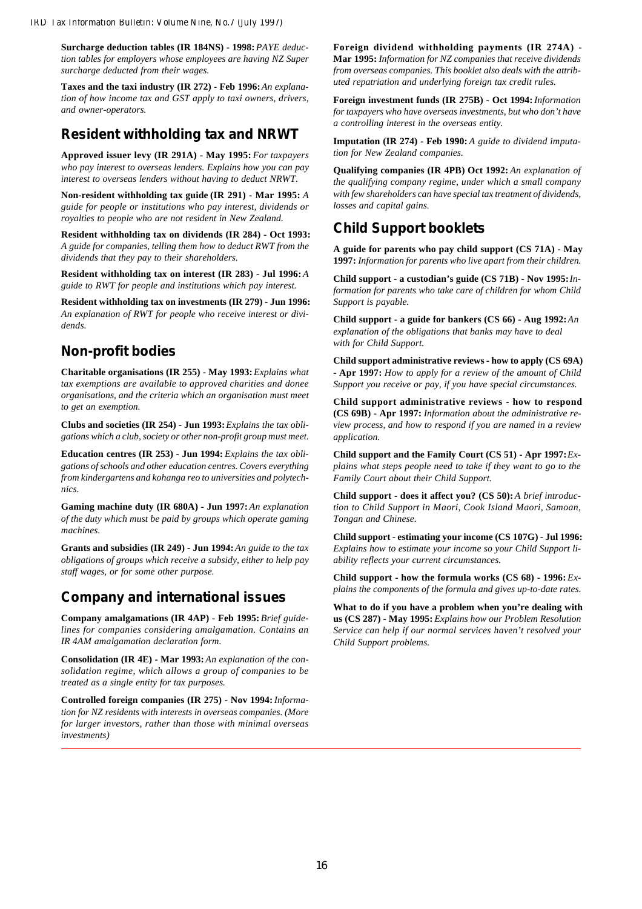**Surcharge deduction tables (IR 184NS) - 1998:** *PAYE deduction tables for employers whose employees are having NZ Super surcharge deducted from their wages.*

**Taxes and the taxi industry (IR 272) - Feb 1996:** *An explanation of how income tax and GST apply to taxi owners, drivers, and owner-operators.*

## Resident withholding tax and NRWT

**Approved issuer levy (IR 291A) - May 1995:** *For taxpayers who pay interest to overseas lenders. Explains how you can pay interest to overseas lenders without having to deduct NRWT.*

**Non-resident withholding tax guide (IR 291) - Mar 1995:** *A guide for people or institutions who pay interest, dividends or royalties to people who are not resident in New Zealand.*

**Resident withholding tax on dividends (IR 284) - Oct 1993:** *A guide for companies, telling them how to deduct RWT from the dividends that they pay to their shareholders.*

**Resident withholding tax on interest (IR 283) - Jul 1996:** *A guide to RWT for people and institutions which pay interest.*

**Resident withholding tax on investments (IR 279) - Jun 1996:** *An explanation of RWT for people who receive interest or dividends.*

## Non-profit bodies

**Charitable organisations (IR 255) - May 1993:** *Explains what tax exemptions are available to approved charities and donee organisations, and the criteria which an organisation must meet to get an exemption.*

**Clubs and societies (IR 254) - Jun 1993:** *Explains the tax obligations which a club, society or other non-profit group must meet.*

**Education centres (IR 253) - Jun 1994:** *Explains the tax obligations of schools and other education centres. Covers everything from kindergartens and kohanga reo to universities and polytechnics.*

**Gaming machine duty (IR 680A) - Jun 1997:** *An explanation of the duty which must be paid by groups which operate gaming machines.*

**Grants and subsidies (IR 249) - Jun 1994:** *An guide to the tax obligations of groups which receive a subsidy, either to help pay staff wages, or for some other purpose.*

## Company and international issues

**Company amalgamations (IR 4AP) - Feb 1995:** *Brief guidelines for companies considering amalgamation. Contains an IR 4AM amalgamation declaration form.*

**Consolidation (IR 4E) - Mar 1993:** *An explanation of the consolidation regime, which allows a group of companies to be treated as a single entity for tax purposes.*

**Controlled foreign companies (IR 275) - Nov 1994:** *Information for NZ residents with interests in overseas companies. (More for larger investors, rather than those with minimal overseas investments)*

**Foreign dividend withholding payments (IR 274A) - Mar 1995:** *Information for NZ companies that receive dividends from overseas companies. This booklet also deals with the attributed repatriation and underlying foreign tax credit rules.*

**Foreign investment funds (IR 275B) - Oct 1994:** *Information for taxpayers who have overseas investments, but who don't have a controlling interest in the overseas entity.*

**Imputation (IR 274) - Feb 1990:** *A guide to dividend imputation for New Zealand companies.*

**Qualifying companies (IR 4PB) Oct 1992:** *An explanation of the qualifying company regime, under which a small company with few shareholders can have special tax treatment of dividends, losses and capital gains.*

## Child Support booklets

**A guide for parents who pay child support (CS 71A) - May 1997:** *Information for parents who live apart from their children.*

**Child support - a custodian's guide (CS 71B) - Nov 1995:** *Information for parents who take care of children for whom Child Support is payable.*

**Child support - a guide for bankers (CS 66) - Aug 1992:** *An explanation of the obligations that banks may have to deal with for Child Support.*

**Child support administrative reviews - how to apply (CS 69A) - Apr 1997:** *How to apply for a review of the amount of Child Support you receive or pay, if you have special circumstances.*

**Child support administrative reviews - how to respond (CS 69B) - Apr 1997:** *Information about the administrative review process, and how to respond if you are named in a review application.*

**Child support and the Family Court (CS 51) - Apr 1997:** *Explains what steps people need to take if they want to go to the Family Court about their Child Support.*

**Child support - does it affect you? (CS 50):** *A brief introduction to Child Support in Maori, Cook Island Maori, Samoan, Tongan and Chinese.*

**Child support - estimating your income (CS 107G) - Jul 1996:** *Explains how to estimate your income so your Child Support liability reflects your current circumstances.*

**Child support - how the formula works (CS 68) - 1996:** *Explains the components of the formula and gives up-to-date rates.*

**What to do if you have a problem when you're dealing with us (CS 287) - May 1995:** *Explains how our Problem Resolution Service can help if our normal services haven't resolved your Child Support problems.*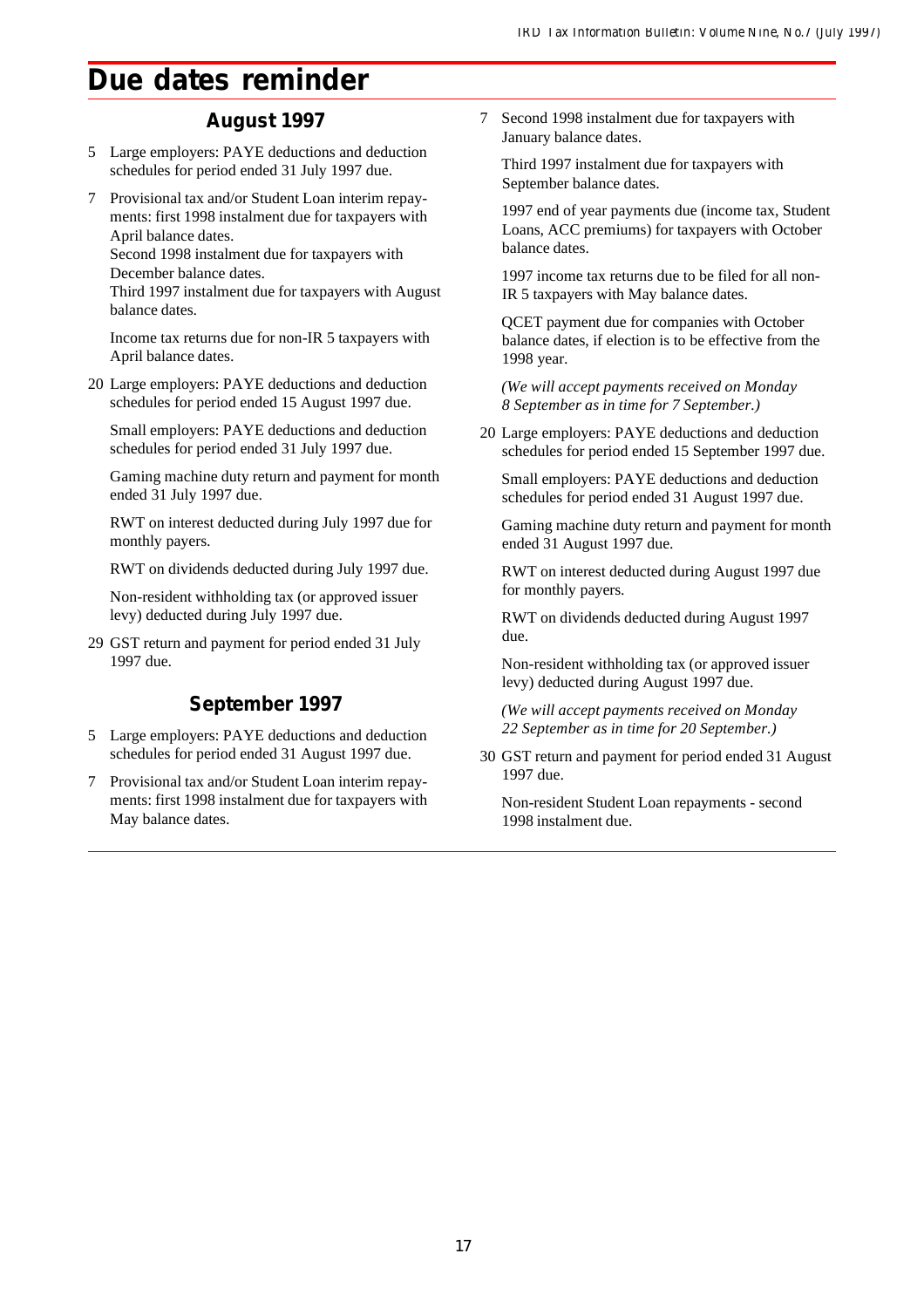# Due dates reminder

## August 1997

5 Large employers: PAYE deductions and deduction schedules for period ended 31 July 1997 due.

7 Provisional tax and/or Student Loan interim repayments: first 1998 instalment due for taxpayers with April balance dates.
Second 1998 instalment due for taxpayers with December balance dates.
Third 1997 instalment due for taxpayers with August balance dates.

Income tax returns due for non-IR 5 taxpayers with April balance dates.

20 Large employers: PAYE deductions and deduction schedules for period ended 15 August 1997 due.

Small employers: PAYE deductions and deduction schedules for period ended 31 July 1997 due.

Gaming machine duty return and payment for month ended 31 July 1997 due.

RWT on interest deducted during July 1997 due for monthly payers.

RWT on dividends deducted during July 1997 due.

Non-resident withholding tax (or approved issuer levy) deducted during July 1997 due.

29 GST return and payment for period ended 31 July 1997 due.

## September 1997

5 Large employers: PAYE deductions and deduction schedules for period ended 31 August 1997 due.

7 Provisional tax and/or Student Loan interim repayments: first 1998 instalment due for taxpayers with May balance dates.

Second 1998 instalment due for taxpayers with January balance dates.

Third 1997 instalment due for taxpayers with September balance dates.

1997 end of year payments due (income tax, Student Loans, ACC premiums) for taxpayers with October balance dates.

1997 income tax returns due to be filed for all non-IR 5 taxpayers with May balance dates.

QCET payment due for companies with October balance dates, if election is to be effective from the 1998 year.

*(We will accept payments received on Monday 8 September as in time for 7 September.)*

20 Large employers: PAYE deductions and deduction schedules for period ended 15 September 1997 due.

Small employers: PAYE deductions and deduction schedules for period ended 31 August 1997 due.

Gaming machine duty return and payment for month ended 31 August 1997 due.

RWT on interest deducted during August 1997 due for monthly payers.

RWT on dividends deducted during August 1997 due.

Non-resident withholding tax (or approved issuer levy) deducted during August 1997 due.

*(We will accept payments received on Monday 22 September as in time for 20 September.)*

30 GST return and payment for period ended 31 August 1997 due.

Non-resident Student Loan repayments - second 1998 instalment due.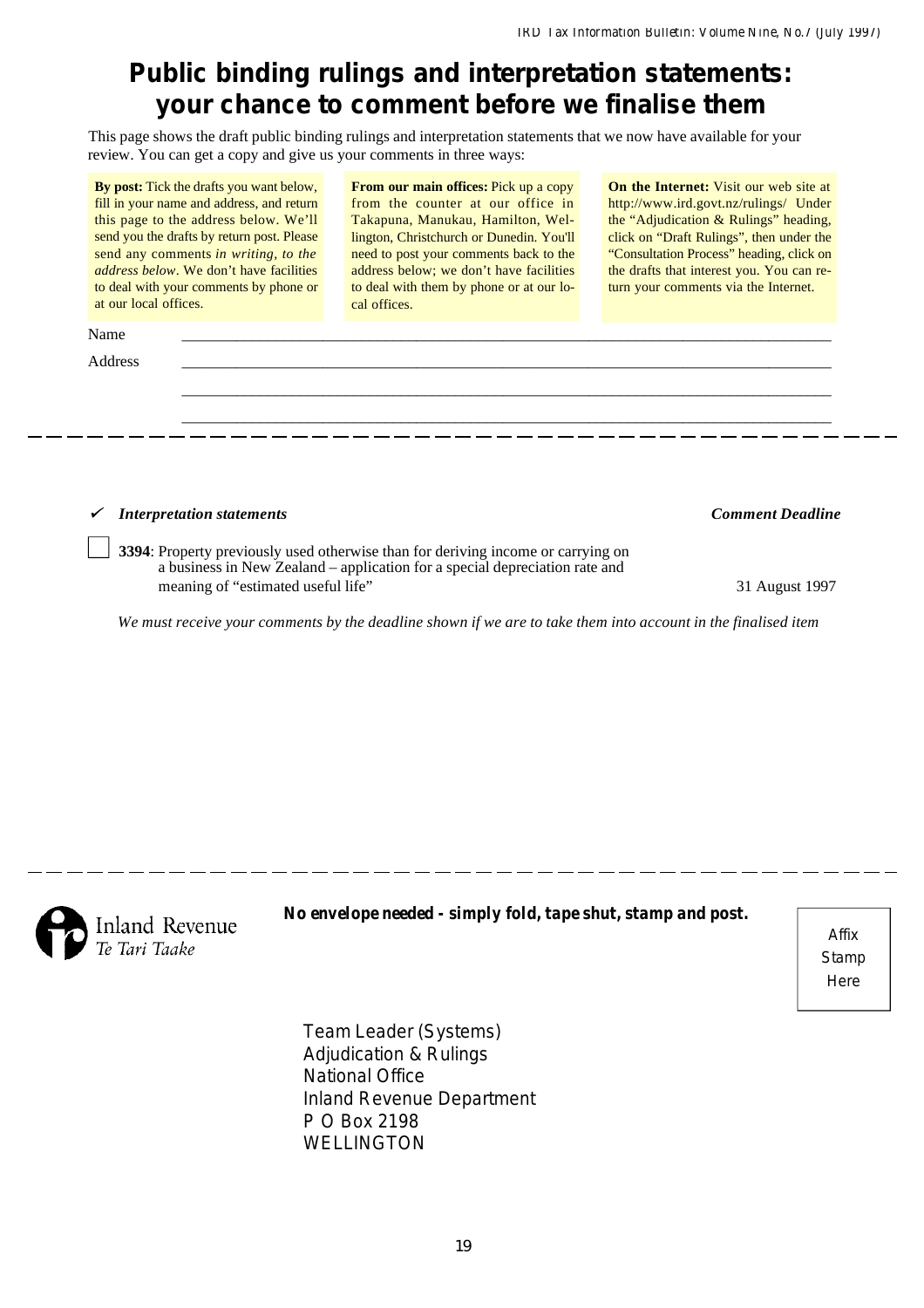# Public binding rulings and interpretation statements: your chance to comment before we finalise them

This page shows the draft public binding rulings and interpretation statements that we now have available for your review. You can get a copy and give us your comments in three ways:

**By post:** Tick the drafts you want below, fill in your name and address, and return this page to the address below. We'll send you the drafts by return post. Please send any comments *in writing, to the address below*. We don't have facilities to deal with your comments by phone or at our local offices.

**From our main offices:** Pick up a copy from the counter at our office in Takapuna, Manukau, Hamilton, Wellington, Christchurch or Dunedin. You'll need to post your comments back to the address below; we don't have facilities to deal with them by phone or at our local offices.

**On the Internet:** Visit our web site at http://www.ird.govt.nz/rulings/ Under the "Adjudication & Rulings" heading, click on "Draft Rulings", then under the "Consultation Process" heading, click on the drafts that interest you. You can return your comments via the Internet.

Name \_\_\_\_\_\_\_\_\_\_\_\_\_\_\_\_\_\_\_\_\_\_\_\_\_\_\_\_\_\_\_\_\_\_\_\_\_\_\_\_\_\_\_\_\_\_\_\_

Address \_\_\_\_\_\_\_\_\_\_\_\_\_\_\_\_\_\_\_\_\_\_\_\_\_\_\_\_\_\_\_\_\_\_\_\_\_\_\_\_\_\_\_\_\_\_\_\_

\_\_\_\_\_\_\_\_\_\_\_\_\_\_\_\_\_\_\_\_\_\_\_\_\_\_\_\_\_\_\_\_\_\_\_\_\_\_\_\_\_\_\_\_\_\_\_\_

\_\_\_\_\_\_\_\_\_\_\_\_\_\_\_\_\_\_\_\_\_\_\_\_\_\_\_\_\_\_\_\_\_\_\_\_\_\_\_\_\_\_\_\_\_\_\_\_

| ✔ *Interpretation statements* | *Comment Deadline* |
|---|---|
| ☐ **3394**: Property previously used otherwise than for deriving income or carrying on a business in New Zealand – application for a special depreciation rate and meaning of "estimated useful life" | 31 August 1997 |

*We must receive your comments by the deadline shown if we are to take them into account in the finalised item*

Inland Revenue
*Te Tari Taake*

***No envelope needed - simply fold, tape shut, stamp and post.***

Affix Stamp Here

Team Leader (Systems)
Adjudication & Rulings
National Office
Inland Revenue Department
P O Box 2198
WELLINGTON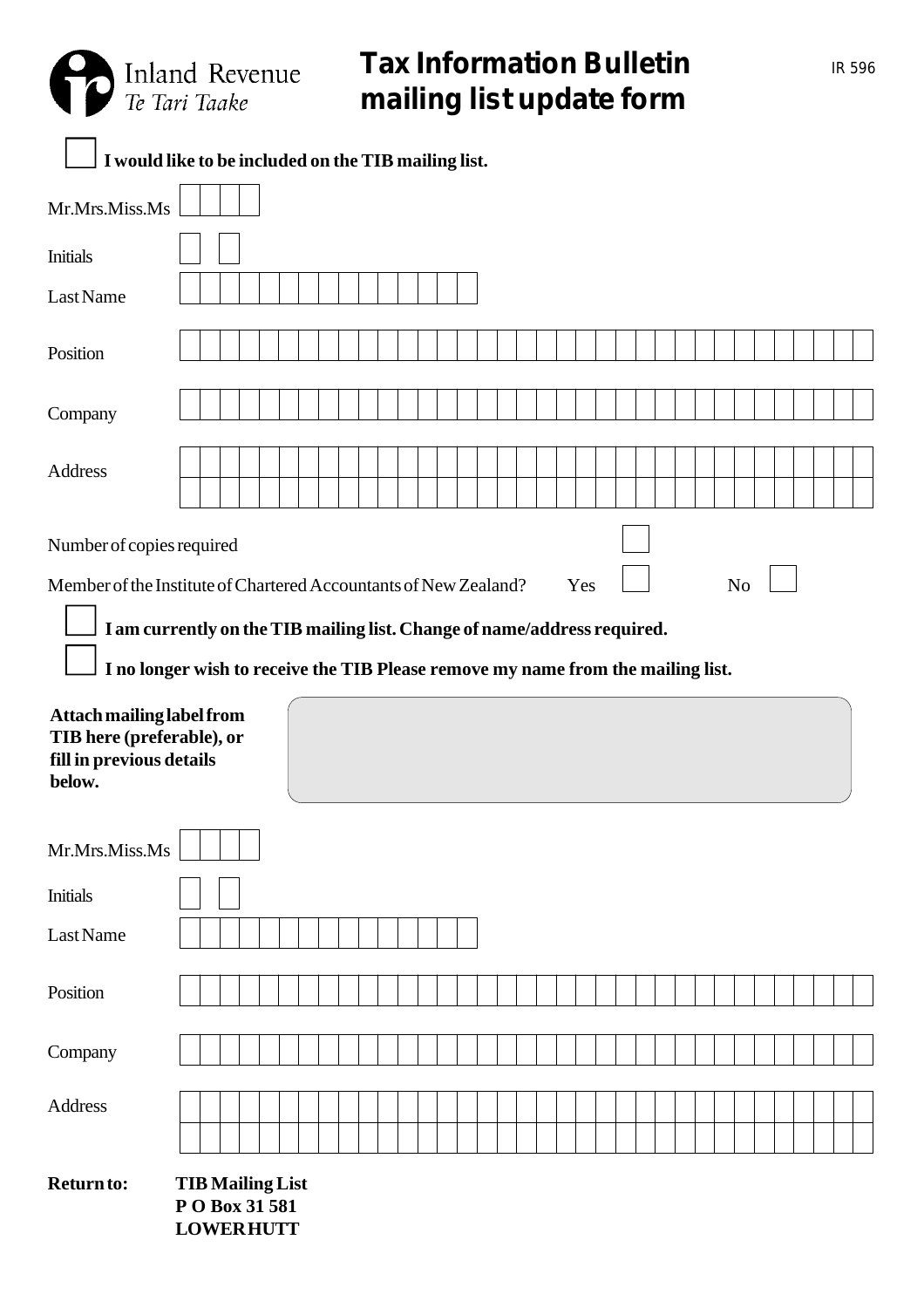Inland Revenue
*Te Tari Taake*

# Tax Information Bulletin mailing list update form

IR 596

☐ **I would like to be included on the TIB mailing list.**

Mr.Mrs.Miss.Ms

Initials

Last Name

Position

Company

Address

Number of copies required

Member of the Institute of Chartered Accountants of New Zealand? Yes ☐ No ☐

☐ **I am currently on the TIB mailing list. Change of name/address required.**

☐ **I no longer wish to receive the TIB Please remove my name from the mailing list.**

**Attach mailing label from TIB here (preferable), or fill in previous details below.**

Mr.Mrs.Miss.Ms

Initials

Last Name

Position

Company

Address

**Return to:** **TIB Mailing List**
**P O Box 31 581**
**LOWER HUTT**